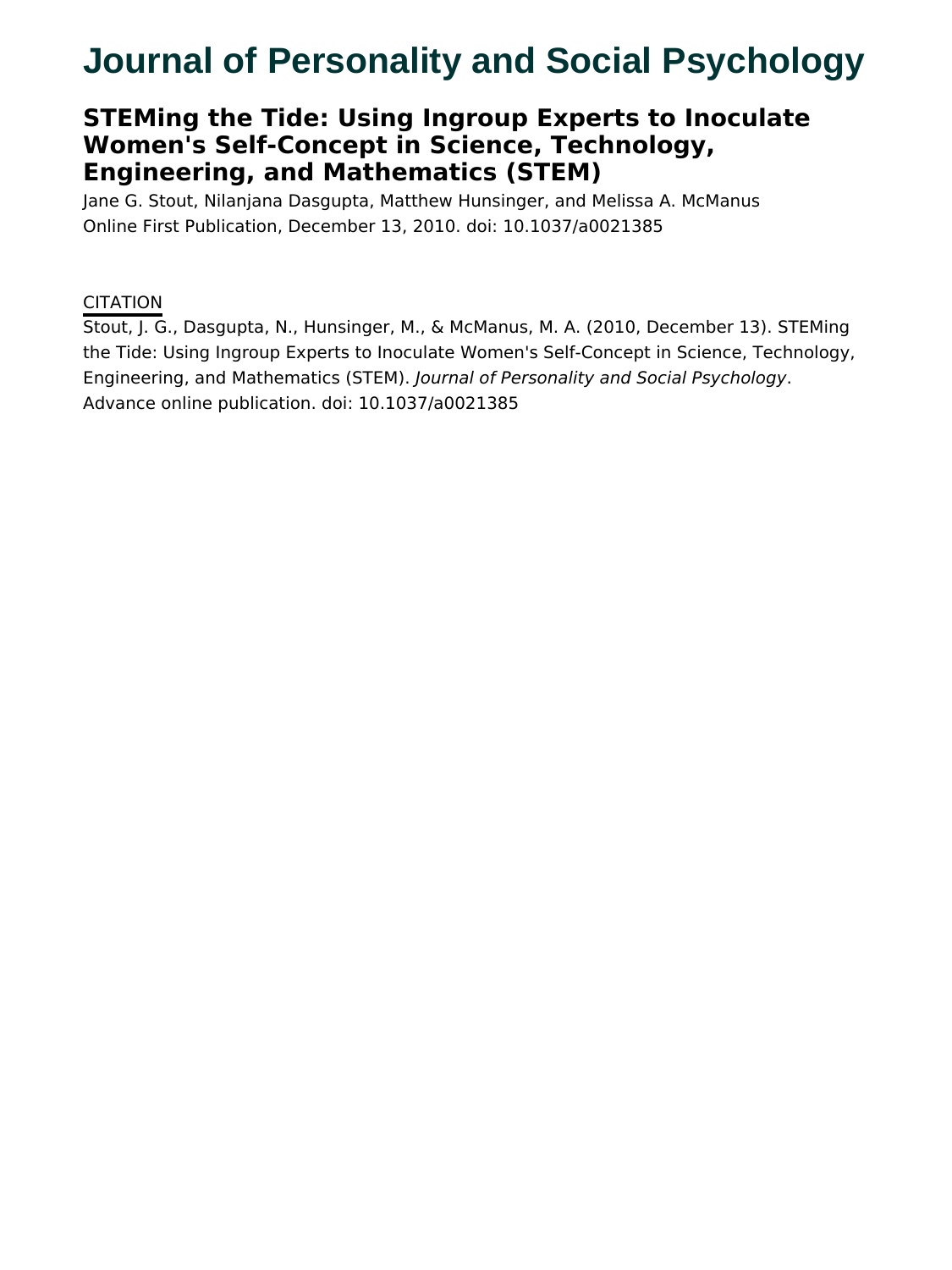# Journal of Personality and Social Psychology

## STEMing the Tide: Using Ingroup Experts to Inoculate Women's Self-Concept in Science, Technology, Engineering, and Mathematics (STEM)

Jane G. Stout, Nilanjana Dasgupta, Matthew Hunsinger, and Melissa A. McManus
Online First Publication, December 13, 2010. doi: 10.1037/a0021385

CITATION

Stout, J. G., Dasgupta, N., Hunsinger, M., & McManus, M. A. (2010, December 13). STEMing the Tide: Using Ingroup Experts to Inoculate Women's Self-Concept in Science, Technology, Engineering, and Mathematics (STEM). *Journal of Personality and Social Psychology*. Advance online publication. doi: 10.1037/a0021385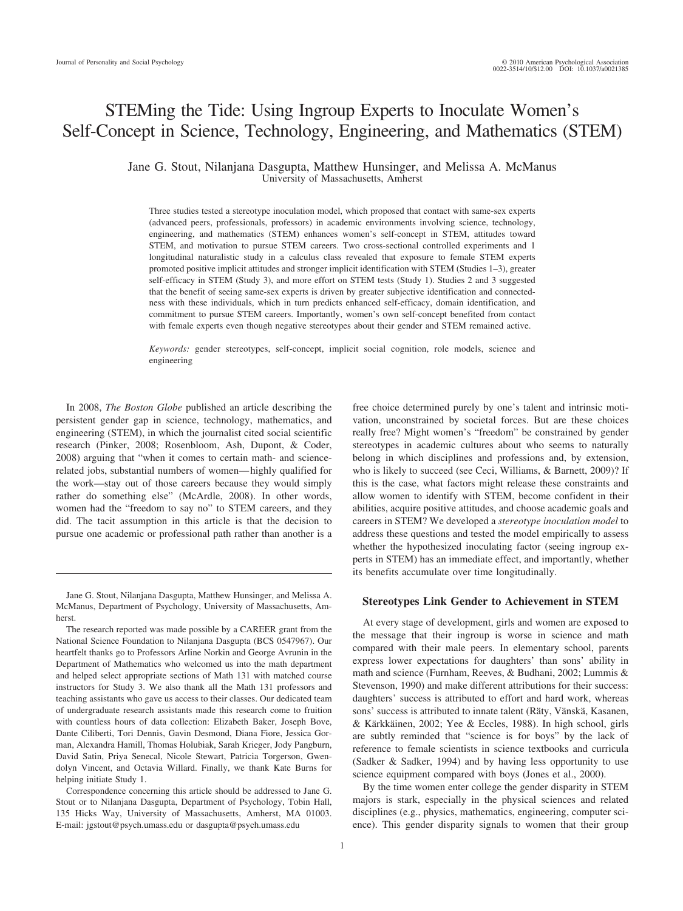# STEMing the Tide: Using Ingroup Experts to Inoculate Women's Self-Concept in Science, Technology, Engineering, and Mathematics (STEM)

Jane G. Stout, Nilanjana Dasgupta, Matthew Hunsinger, and Melissa A. McManus
University of Massachusetts, Amherst

Three studies tested a stereotype inoculation model, which proposed that contact with same-sex experts (advanced peers, professionals, professors) in academic environments involving science, technology, engineering, and mathematics (STEM) enhances women's self-concept in STEM, attitudes toward STEM, and motivation to pursue STEM careers. Two cross-sectional controlled experiments and 1 longitudinal naturalistic study in a calculus class revealed that exposure to female STEM experts promoted positive implicit attitudes and stronger implicit identification with STEM (Studies 1–3), greater self-efficacy in STEM (Study 3), and more effort on STEM tests (Study 1). Studies 2 and 3 suggested that the benefit of seeing same-sex experts is driven by greater subjective identification and connectedness with these individuals, which in turn predicts enhanced self-efficacy, domain identification, and commitment to pursue STEM careers. Importantly, women's own self-concept benefited from contact with female experts even though negative stereotypes about their gender and STEM remained active.

*Keywords:* gender stereotypes, self-concept, implicit social cognition, role models, science and engineering

In 2008, *The Boston Globe* published an article describing the persistent gender gap in science, technology, mathematics, and engineering (STEM), in which the journalist cited social scientific research (Pinker, 2008; Rosenbloom, Ash, Dupont, & Coder, 2008) arguing that "when it comes to certain math- and science-related jobs, substantial numbers of women—highly qualified for the work—stay out of those careers because they would simply rather do something else" (McArdle, 2008). In other words, women had the "freedom to say no" to STEM careers, and they did. The tacit assumption in this article is that the decision to pursue one academic or professional path rather than another is a free choice determined purely by one's talent and intrinsic motivation, unconstrained by societal forces. But are these choices really free? Might women's "freedom" be constrained by gender stereotypes in academic cultures about who seems to naturally belong in which disciplines and professions and, by extension, who is likely to succeed (see Ceci, Williams, & Barnett, 2009)? If this is the case, what factors might release these constraints and allow women to identify with STEM, become confident in their abilities, acquire positive attitudes, and choose academic goals and careers in STEM? We developed a *stereotype inoculation model* to address these questions and tested the model empirically to assess whether the hypothesized inoculating factor (seeing ingroup experts in STEM) has an immediate effect, and importantly, whether its benefits accumulate over time longitudinally.

## Stereotypes Link Gender to Achievement in STEM

At every stage of development, girls and women are exposed to the message that their ingroup is worse in science and math compared with their male peers. In elementary school, parents express lower expectations for daughters' than sons' ability in math and science (Furnham, Reeves, & Budhani, 2002; Lummis & Stevenson, 1990) and make different attributions for their success: daughters' success is attributed to effort and hard work, whereas sons' success is attributed to innate talent (Räty, Vänskä, Kasanen, & Kärkkäinen, 2002; Yee & Eccles, 1988). In high school, girls are subtly reminded that "science is for boys" by the lack of reference to female scientists in science textbooks and curricula (Sadker & Sadker, 1994) and by having less opportunity to use science equipment compared with boys (Jones et al., 2000).

By the time women enter college the gender disparity in STEM majors is stark, especially in the physical sciences and related disciplines (e.g., physics, mathematics, engineering, computer science). This gender disparity signals to women that their group

Jane G. Stout, Nilanjana Dasgupta, Matthew Hunsinger, and Melissa A. McManus, Department of Psychology, University of Massachusetts, Amherst.

The research reported was made possible by a CAREER grant from the National Science Foundation to Nilanjana Dasgupta (BCS 0547967). Our heartfelt thanks go to Professors Arline Norkin and George Avrunin in the Department of Mathematics who welcomed us into the math department and helped select appropriate sections of Math 131 with matched course instructors for Study 3. We also thank all the Math 131 professors and teaching assistants who gave us access to their classes. Our dedicated team of undergraduate research assistants made this research come to fruition with countless hours of data collection: Elizabeth Baker, Joseph Bove, Dante Ciliberti, Tori Dennis, Gavin Desmond, Diana Fiore, Jessica Gorman, Alexandra Hamill, Thomas Holubiak, Sarah Krieger, Jody Pangburn, David Satin, Priya Senecal, Nicole Stewart, Patricia Torgerson, Gwendolyn Vincent, and Octavia Willard. Finally, we thank Kate Burns for helping initiate Study 1.

Correspondence concerning this article should be addressed to Jane G. Stout or to Nilanjana Dasgupta, Department of Psychology, Tobin Hall, 135 Hicks Way, University of Massachusetts, Amherst, MA 01003. E-mail: jgstout@psych.umass.edu or dasgupta@psych.umass.edu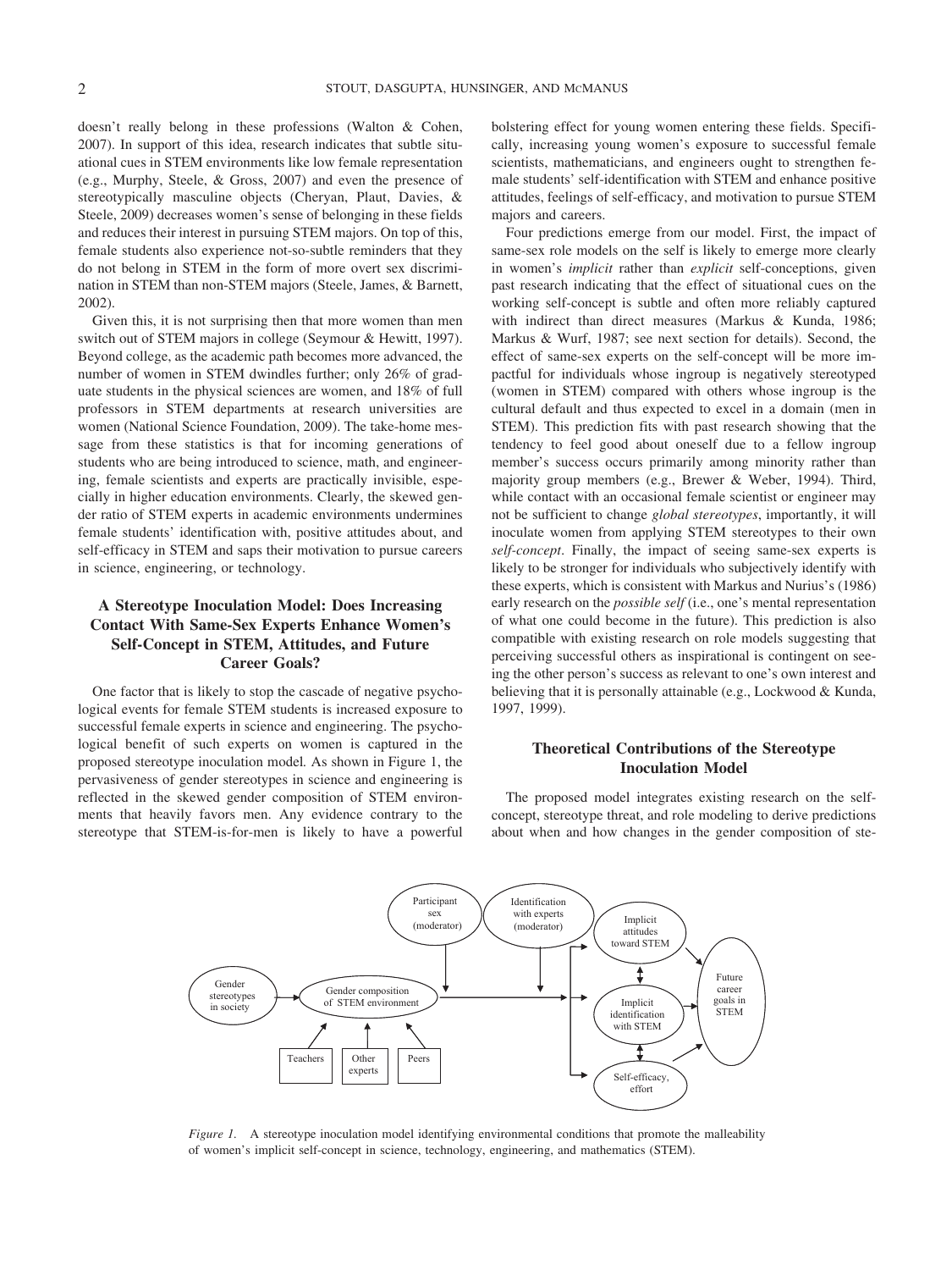doesn't really belong in these professions (Walton & Cohen, 2007). In support of this idea, research indicates that subtle situational cues in STEM environments like low female representation (e.g., Murphy, Steele, & Gross, 2007) and even the presence of stereotypically masculine objects (Cheryan, Plaut, Davies, & Steele, 2009) decreases women's sense of belonging in these fields and reduces their interest in pursuing STEM majors. On top of this, female students also experience not-so-subtle reminders that they do not belong in STEM in the form of more overt sex discrimination in STEM than non-STEM majors (Steele, James, & Barnett, 2002).

Given this, it is not surprising then that more women than men switch out of STEM majors in college (Seymour & Hewitt, 1997). Beyond college, as the academic path becomes more advanced, the number of women in STEM dwindles further; only 26% of graduate students in the physical sciences are women, and 18% of full professors in STEM departments at research universities are women (National Science Foundation, 2009). The take-home message from these statistics is that for incoming generations of students who are being introduced to science, math, and engineering, female scientists and experts are practically invisible, especially in higher education environments. Clearly, the skewed gender ratio of STEM experts in academic environments undermines female students' identification with, positive attitudes about, and self-efficacy in STEM and saps their motivation to pursue careers in science, engineering, or technology.

## A Stereotype Inoculation Model: Does Increasing Contact With Same-Sex Experts Enhance Women's Self-Concept in STEM, Attitudes, and Future Career Goals?

One factor that is likely to stop the cascade of negative psychological events for female STEM students is increased exposure to successful female experts in science and engineering. The psychological benefit of such experts on women is captured in the proposed stereotype inoculation model. As shown in Figure 1, the pervasiveness of gender stereotypes in science and engineering is reflected in the skewed gender composition of STEM environments that heavily favors men. Any evidence contrary to the stereotype that STEM-is-for-men is likely to have a powerful bolstering effect for young women entering these fields. Specifically, increasing young women's exposure to successful female scientists, mathematicians, and engineers ought to strengthen female students' self-identification with STEM and enhance positive attitudes, feelings of self-efficacy, and motivation to pursue STEM majors and careers.

Four predictions emerge from our model. First, the impact of same-sex role models on the self is likely to emerge more clearly in women's *implicit* rather than *explicit* self-conceptions, given past research indicating that the effect of situational cues on the working self-concept is subtle and often more reliably captured with indirect than direct measures (Markus & Kunda, 1986; Markus & Wurf, 1987; see next section for details). Second, the effect of same-sex experts on the self-concept will be more impactful for individuals whose ingroup is negatively stereotyped (women in STEM) compared with others whose ingroup is the cultural default and thus expected to excel in a domain (men in STEM). This prediction fits with past research showing that the tendency to feel good about oneself due to a fellow ingroup member's success occurs primarily among minority rather than majority group members (e.g., Brewer & Weber, 1994). Third, while contact with an occasional female scientist or engineer may not be sufficient to change *global stereotypes*, importantly, it will inoculate women from applying STEM stereotypes to their own *self-concept*. Finally, the impact of seeing same-sex experts is likely to be stronger for individuals who subjectively identify with these experts, which is consistent with Markus and Nurius's (1986) early research on the *possible self* (i.e., one's mental representation of what one could become in the future). This prediction is also compatible with existing research on role models suggesting that perceiving successful others as inspirational is contingent on seeing the other person's success as relevant to one's own interest and believing that it is personally attainable (e.g., Lockwood & Kunda, 1997, 1999).

## Theoretical Contributions of the Stereotype Inoculation Model

The proposed model integrates existing research on the self-concept, stereotype threat, and role modeling to derive predictions about when and how changes in the gender composition of ste-

Gender stereotypes in society

Gender composition of STEM environment

Teachers

Other experts

Peers

Participant sex (moderator)

Identification with experts (moderator)

Implicit attitudes toward STEM

Implicit identification with STEM

Self-efficacy, effort

Future career goals in STEM

*Figure 1.* A stereotype inoculation model identifying environmental conditions that promote the malleability of women's implicit self-concept in science, technology, engineering, and mathematics (STEM).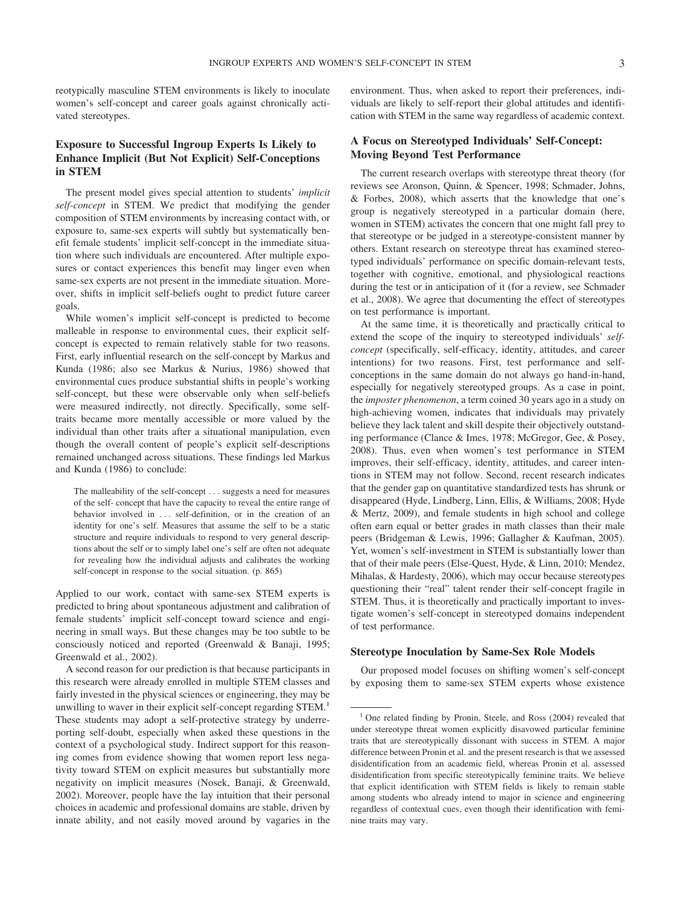reotypically masculine STEM environments is likely to inoculate women's self-concept and career goals against chronically activated stereotypes.

### Exposure to Successful Ingroup Experts Is Likely to Enhance Implicit (But Not Explicit) Self-Conceptions in STEM

The present model gives special attention to students' *implicit self-concept* in STEM. We predict that modifying the gender composition of STEM environments by increasing contact with, or exposure to, same-sex experts will subtly but systematically benefit female students' implicit self-concept in the immediate situation where such individuals are encountered. After multiple exposures or contact experiences this benefit may linger even when same-sex experts are not present in the immediate situation. Moreover, shifts in implicit self-beliefs ought to predict future career goals.

While women's implicit self-concept is predicted to become malleable in response to environmental cues, their explicit self-concept is expected to remain relatively stable for two reasons. First, early influential research on the self-concept by Markus and Kunda (1986; also see Markus & Nurius, 1986) showed that environmental cues produce substantial shifts in people's working self-concept, but these were observable only when self-beliefs were measured indirectly, not directly. Specifically, some self-traits became more mentally accessible or more valued by the individual than other traits after a situational manipulation, even though the overall content of people's explicit self-descriptions remained unchanged across situations. These findings led Markus and Kunda (1986) to conclude:

> The malleability of the self-concept . . . suggests a need for measures of the self- concept that have the capacity to reveal the entire range of behavior involved in . . . self-definition, or in the creation of an identity for one's self. Measures that assume the self to be a static structure and require individuals to respond to very general descriptions about the self or to simply label one's self are often not adequate for revealing how the individual adjusts and calibrates the working self-concept in response to the social situation. (p. 865)

Applied to our work, contact with same-sex STEM experts is predicted to bring about spontaneous adjustment and calibration of female students' implicit self-concept toward science and engineering in small ways. But these changes may be too subtle to be consciously noticed and reported (Greenwald & Banaji, 1995; Greenwald et al., 2002).

A second reason for our prediction is that because participants in this research were already enrolled in multiple STEM classes and fairly invested in the physical sciences or engineering, they may be unwilling to waver in their explicit self-concept regarding STEM.[1] These students may adopt a self-protective strategy by underreporting self-doubt, especially when asked these questions in the context of a psychological study. Indirect support for this reasoning comes from evidence showing that women report less negativity toward STEM on explicit measures but substantially more negativity on implicit measures (Nosek, Banaji, & Greenwald, 2002). Moreover, people have the lay intuition that their personal choices in academic and professional domains are stable, driven by innate ability, and not easily moved around by vagaries in the environment. Thus, when asked to report their preferences, individuals are likely to self-report their global attitudes and identification with STEM in the same way regardless of academic context.

### A Focus on Stereotyped Individuals' Self-Concept: Moving Beyond Test Performance

The current research overlaps with stereotype threat theory (for reviews see Aronson, Quinn, & Spencer, 1998; Schmader, Johns, & Forbes, 2008), which asserts that the knowledge that one's group is negatively stereotyped in a particular domain (here, women in STEM) activates the concern that one might fall prey to that stereotype or be judged in a stereotype-consistent manner by others. Extant research on stereotype threat has examined stereotyped individuals' performance on specific domain-relevant tests, together with cognitive, emotional, and physiological reactions during the test or in anticipation of it (for a review, see Schmader et al., 2008). We agree that documenting the effect of stereotypes on test performance is important.

At the same time, it is theoretically and practically critical to extend the scope of the inquiry to stereotyped individuals' *self-concept* (specifically, self-efficacy, identity, attitudes, and career intentions) for two reasons. First, test performance and self-conceptions in the same domain do not always go hand-in-hand, especially for negatively stereotyped groups. As a case in point, the *imposter phenomenon*, a term coined 30 years ago in a study on high-achieving women, indicates that individuals may privately believe they lack talent and skill despite their objectively outstanding performance (Clance & Imes, 1978; McGregor, Gee, & Posey, 2008). Thus, even when women's test performance in STEM improves, their self-efficacy, identity, attitudes, and career intentions in STEM may not follow. Second, recent research indicates that the gender gap on quantitative standardized tests has shrunk or disappeared (Hyde, Lindberg, Linn, Ellis, & Williams, 2008; Hyde & Mertz, 2009), and female students in high school and college often earn equal or better grades in math classes than their male peers (Bridgeman & Lewis, 1996; Gallagher & Kaufman, 2005). Yet, women's self-investment in STEM is substantially lower than that of their male peers (Else-Quest, Hyde, & Linn, 2010; Mendez, Mihalas, & Hardesty, 2006), which may occur because stereotypes questioning their "real" talent render their self-concept fragile in STEM. Thus, it is theoretically and practically important to investigate women's self-concept in stereotyped domains independent of test performance.

### Stereotype Inoculation by Same-Sex Role Models

Our proposed model focuses on shifting women's self-concept by exposing them to same-sex STEM experts whose existence

[1] One related finding by Pronin, Steele, and Ross (2004) revealed that under stereotype threat women explicitly disavowed particular feminine traits that are stereotypically dissonant with success in STEM. A major difference between Pronin et al. and the present research is that we assessed disidentification from an academic field, whereas Pronin et al. assessed disidentification from specific stereotypically feminine traits. We believe that explicit identification with STEM fields is likely to remain stable among students who already intend to major in science and engineering regardless of contextual cues, even though their identification with feminine traits may vary.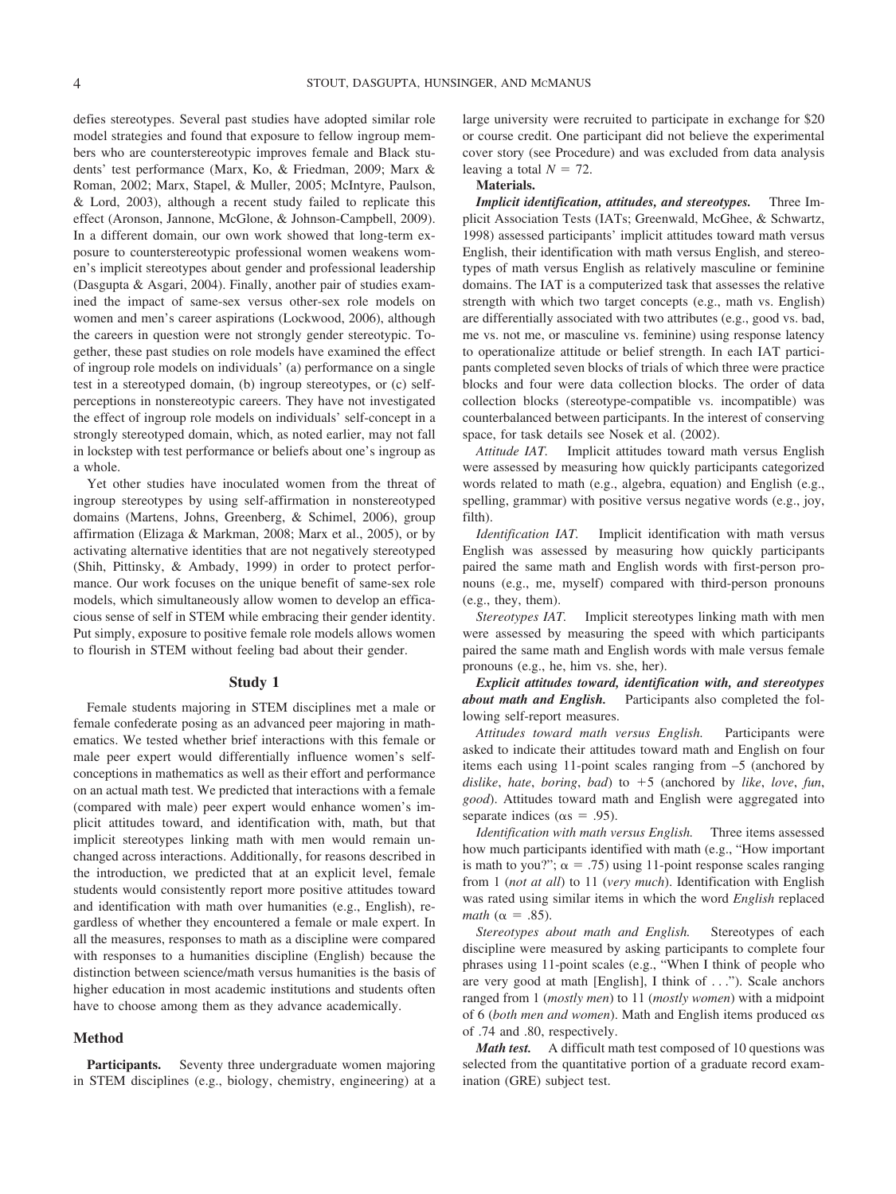defies stereotypes. Several past studies have adopted similar role model strategies and found that exposure to fellow ingroup members who are counterstereotypic improves female and Black students' test performance (Marx, Ko, & Friedman, 2009; Marx & Roman, 2002; Marx, Stapel, & Muller, 2005; McIntyre, Paulson, & Lord, 2003), although a recent study failed to replicate this effect (Aronson, Jannone, McGlone, & Johnson-Campbell, 2009). In a different domain, our own work showed that long-term exposure to counterstereotypic professional women weakens women's implicit stereotypes about gender and professional leadership (Dasgupta & Asgari, 2004). Finally, another pair of studies examined the impact of same-sex versus other-sex role models on women and men's career aspirations (Lockwood, 2006), although the careers in question were not strongly gender stereotypic. Together, these past studies on role models have examined the effect of ingroup role models on individuals' (a) performance on a single test in a stereotyped domain, (b) ingroup stereotypes, or (c) self-perceptions in nonstereotypic careers. They have not investigated the effect of ingroup role models on individuals' self-concept in a strongly stereotyped domain, which, as noted earlier, may not fall in lockstep with test performance or beliefs about one's ingroup as a whole.

Yet other studies have inoculated women from the threat of ingroup stereotypes by using self-affirmation in nonstereotyped domains (Martens, Johns, Greenberg, & Schimel, 2006), group affirmation (Elizaga & Markman, 2008; Marx et al., 2005), or by activating alternative identities that are not negatively stereotyped (Shih, Pittinsky, & Ambady, 1999) in order to protect performance. Our work focuses on the unique benefit of same-sex role models, which simultaneously allow women to develop an efficacious sense of self in STEM while embracing their gender identity. Put simply, exposure to positive female role models allows women to flourish in STEM without feeling bad about their gender.

## Study 1

Female students majoring in STEM disciplines met a male or female confederate posing as an advanced peer majoring in mathematics. We tested whether brief interactions with this female or male peer expert would differentially influence women's self-conceptions in mathematics as well as their effort and performance on an actual math test. We predicted that interactions with a female (compared with male) peer expert would enhance women's implicit attitudes toward, and identification with, math, but that implicit stereotypes linking math with men would remain unchanged across interactions. Additionally, for reasons described in the introduction, we predicted that at an explicit level, female students would consistently report more positive attitudes toward and identification with math over humanities (e.g., English), regardless of whether they encountered a female or male expert. In all the measures, responses to math as a discipline were compared with responses to a humanities discipline (English) because the distinction between science/math versus humanities is the basis of higher education in most academic institutions and students often have to choose among them as they advance academically.

### Method

**Participants.** Seventy three undergraduate women majoring in STEM disciplines (e.g., biology, chemistry, engineering) at a large university were recruited to participate in exchange for $20 or course credit. One participant did not believe the experimental cover story (see Procedure) and was excluded from data analysis leaving a total $N = 72$.

**Materials.**

***Implicit identification, attitudes, and stereotypes.*** Three Implicit Association Tests (IATs; Greenwald, McGhee, & Schwartz, 1998) assessed participants' implicit attitudes toward math versus English, their identification with math versus English, and stereotypes of math versus English as relatively masculine or feminine domains. The IAT is a computerized task that assesses the relative strength with which two target concepts (e.g., math vs. English) are differentially associated with two attributes (e.g., good vs. bad, me vs. not me, or masculine vs. feminine) using response latency to operationalize attitude or belief strength. In each IAT participants completed seven blocks of trials of which three were practice blocks and four were data collection blocks. The order of data collection blocks (stereotype-compatible vs. incompatible) was counterbalanced between participants. In the interest of conserving space, for task details see Nosek et al. (2002).

*Attitude IAT.* Implicit attitudes toward math versus English were assessed by measuring how quickly participants categorized words related to math (e.g., algebra, equation) and English (e.g., spelling, grammar) with positive versus negative words (e.g., joy, filth).

*Identification IAT.* Implicit identification with math versus English was assessed by measuring how quickly participants paired the same math and English words with first-person pronouns (e.g., me, myself) compared with third-person pronouns (e.g., they, them).

*Stereotypes IAT.* Implicit stereotypes linking math with men were assessed by measuring the speed with which participants paired the same math and English words with male versus female pronouns (e.g., he, him vs. she, her).

***Explicit attitudes toward, identification with, and stereotypes about math and English.*** Participants also completed the following self-report measures.

*Attitudes toward math versus English.* Participants were asked to indicate their attitudes toward math and English on four items each using 11-point scales ranging from –5 (anchored by *dislike*, *hate*, *boring*, *bad*) to +5 (anchored by *like*, *love*, *fun*, *good*). Attitudes toward math and English were aggregated into separate indices ($\alpha s = .95$).

*Identification with math versus English.* Three items assessed how much participants identified with math (e.g., "How important is math to you?"; $\alpha = .75$) using 11-point response scales ranging from 1 (*not at all*) to 11 (*very much*). Identification with English was rated using similar items in which the word *English* replaced *math* ($\alpha = .85$).

*Stereotypes about math and English.* Stereotypes of each discipline were measured by asking participants to complete four phrases using 11-point scales (e.g., "When I think of people who are very good at math [English], I think of . . ."). Scale anchors ranged from 1 (*mostly men*) to 11 (*mostly women*) with a midpoint of 6 (*both men and women*). Math and English items produced $\alpha$s of .74 and .80, respectively.

***Math test.*** A difficult math test composed of 10 questions was selected from the quantitative portion of a graduate record examination (GRE) subject test.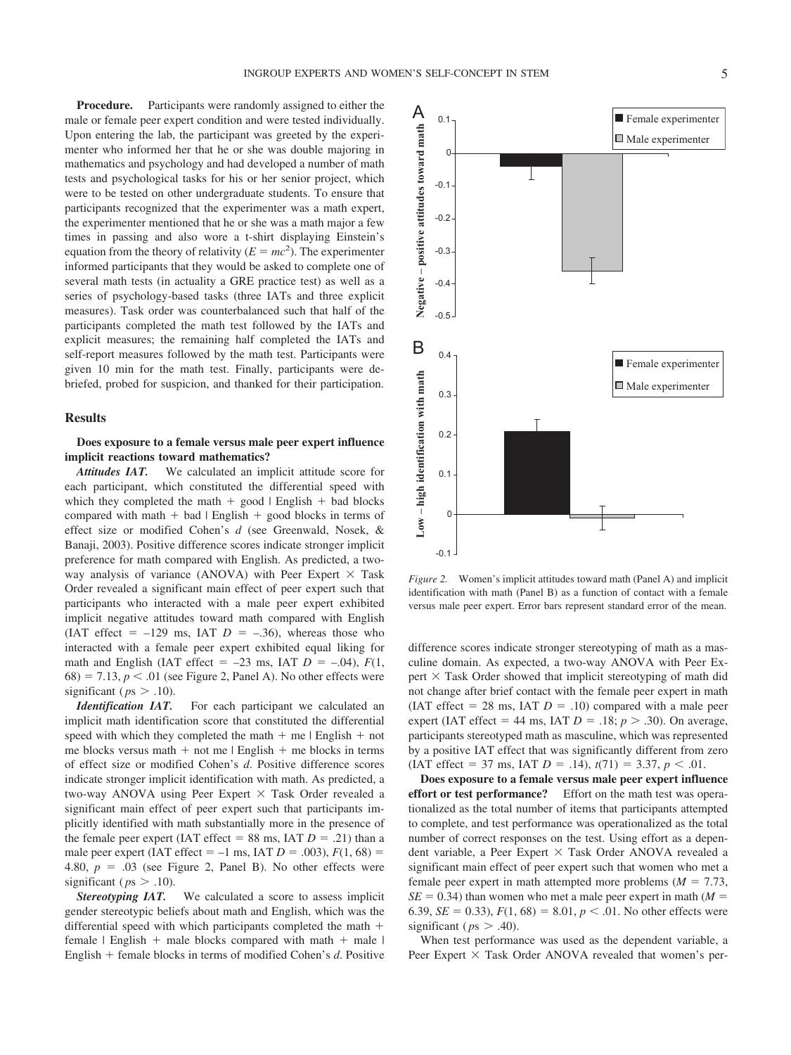**Procedure.** Participants were randomly assigned to either the male or female peer expert condition and were tested individually. Upon entering the lab, the participant was greeted by the experimenter who informed her that he or she was double majoring in mathematics and psychology and had developed a number of math tests and psychological tasks for his or her senior project, which were to be tested on other undergraduate students. To ensure that participants recognized that the experimenter was a math expert, the experimenter mentioned that he or she was a math major a few times in passing and also wore a t-shirt displaying Einstein's equation from the theory of relativity ($E = mc^2$). The experimenter informed participants that they would be asked to complete one of several math tests (in actuality a GRE practice test) as well as a series of psychology-based tasks (three IATs and three explicit measures). Task order was counterbalanced such that half of the participants completed the math test followed by the IATs and explicit measures; the remaining half completed the IATs and self-report measures followed by the math test. Participants were given 10 min for the math test. Finally, participants were debriefed, probed for suspicion, and thanked for their participation.

## Results

### Does exposure to a female versus male peer expert influence implicit reactions toward mathematics?

***Attitudes IAT.*** We calculated an implicit attitude score for each participant, which constituted the differential speed with which they completed the math + good | English + bad blocks compared with math + bad | English + good blocks in terms of effect size or modified Cohen's *d* (see Greenwald, Nosek, & Banaji, 2003). Positive difference scores indicate stronger implicit preference for math compared with English. As predicted, a two-way analysis of variance (ANOVA) with Peer Expert × Task Order revealed a significant main effect of peer expert such that participants who interacted with a male peer expert exhibited implicit negative attitudes toward math compared with English (IAT effect = –129 ms, IAT $D$ = –.36), whereas those who interacted with a female peer expert exhibited equal liking for math and English (IAT effect = –23 ms, IAT $D$ = –.04), $F(1, 68) = 7.13$, $p < .01$ (see Figure 2, Panel A). No other effects were significant ($ps > .10$).

***Identification IAT.*** For each participant we calculated an implicit math identification score that constituted the differential speed with which they completed the math + me | English + not me blocks versus math + not me | English + me blocks in terms of effect size or modified Cohen's *d*. Positive difference scores indicate stronger implicit identification with math. As predicted, a two-way ANOVA using Peer Expert × Task Order revealed a significant main effect of peer expert such that participants implicitly identified with math substantially more in the presence of the female peer expert (IAT effect = 88 ms, IAT $D$ = .21) than a male peer expert (IAT effect = –1 ms, IAT $D$ = .003), $F(1, 68) = 4.80$, $p = .03$ (see Figure 2, Panel B). No other effects were significant ($ps > .10$).

***Stereotyping IAT.*** We calculated a score to assess implicit gender stereotypic beliefs about math and English, which was the differential speed with which participants completed the math + female | English + male blocks compared with math + male | English + female blocks in terms of modified Cohen's *d*. Positive difference scores indicate stronger stereotyping of math as a masculine domain. As expected, a two-way ANOVA with Peer Expert × Task Order showed that implicit stereotyping of math did not change after brief contact with the female peer expert in math (IAT effect = 28 ms, IAT $D$ = .10) compared with a male peer expert (IAT effect = 44 ms, IAT $D$ = .18; $p > .30$). On average, participants stereotyped math as masculine, which was represented by a positive IAT effect that was significantly different from zero (IAT effect = 37 ms, IAT $D$ = .14), $t(71) = 3.37$, $p < .01$.

*Figure 2.* Women's implicit attitudes toward math (Panel A) and implicit identification with math (Panel B) as a function of contact with a female versus male peer expert. Error bars represent standard error of the mean.

**Does exposure to a female versus male peer expert influence effort or test performance?** Effort on the math test was operationalized as the total number of items that participants attempted to complete, and test performance was operationalized as the total number of correct responses on the test. Using effort as a dependent variable, a Peer Expert × Task Order ANOVA revealed a significant main effect of peer expert such that women who met a female peer expert in math attempted more problems ($M$ = 7.73, $SE$ = 0.34) than women who met a male peer expert in math ($M$ = 6.39, $SE$ = 0.33), $F(1, 68) = 8.01$, $p < .01$. No other effects were significant ($ps > .40$).

When test performance was used as the dependent variable, a Peer Expert × Task Order ANOVA revealed that women's per-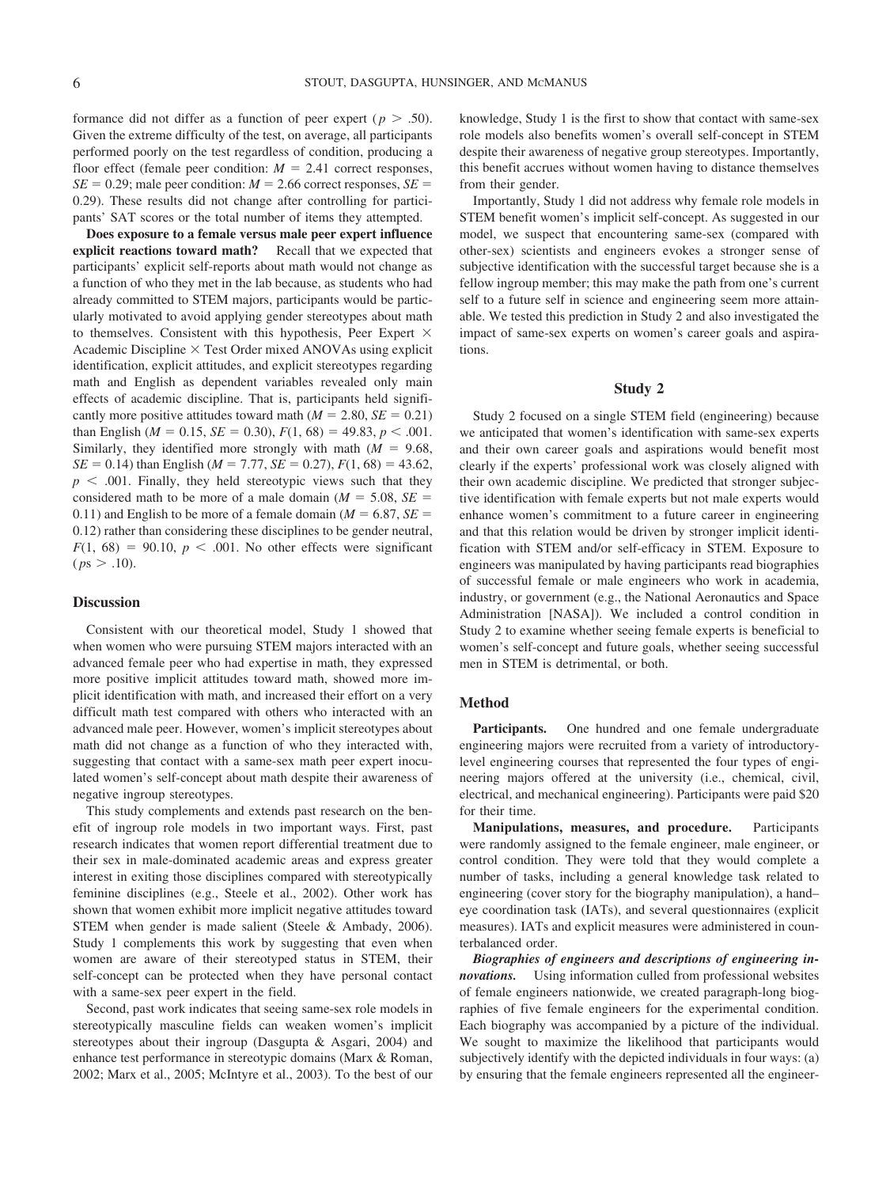formance did not differ as a function of peer expert ($p > .50$). Given the extreme difficulty of the test, on average, all participants performed poorly on the test regardless of condition, producing a floor effect (female peer condition: $M = 2.41$ correct responses, $SE = 0.29$; male peer condition: $M = 2.66$ correct responses, $SE = 0.29$). These results did not change after controlling for participants' SAT scores or the total number of items they attempted.

**Does exposure to a female versus male peer expert influence explicit reactions toward math?** Recall that we expected that participants' explicit self-reports about math would not change as a function of who they met in the lab because, as students who had already committed to STEM majors, participants would be particularly motivated to avoid applying gender stereotypes about math to themselves. Consistent with this hypothesis, Peer Expert × Academic Discipline × Test Order mixed ANOVAs using explicit identification, explicit attitudes, and explicit stereotypes regarding math and English as dependent variables revealed only main effects of academic discipline. That is, participants held significantly more positive attitudes toward math ($M = 2.80$, $SE = 0.21$) than English ($M = 0.15$, $SE = 0.30$), $F(1, 68) = 49.83$, $p < .001$. Similarly, they identified more strongly with math ($M = 9.68$, $SE = 0.14$) than English ($M = 7.77$, $SE = 0.27$), $F(1, 68) = 43.62$, $p < .001$. Finally, they held stereotypic views such that they considered math to be more of a male domain ($M = 5.08$, $SE = 0.11$) and English to be more of a female domain ($M = 6.87$, $SE = 0.12$) rather than considering these disciplines to be gender neutral, $F(1, 68) = 90.10$, $p < .001$. No other effects were significant ($ps > .10$).

### Discussion

Consistent with our theoretical model, Study 1 showed that when women who were pursuing STEM majors interacted with an advanced female peer who had expertise in math, they expressed more positive implicit attitudes toward math, showed more implicit identification with math, and increased their effort on a very difficult math test compared with others who interacted with an advanced male peer. However, women's implicit stereotypes about math did not change as a function of who they interacted with, suggesting that contact with a same-sex math peer expert inoculated women's self-concept about math despite their awareness of negative ingroup stereotypes.

This study complements and extends past research on the benefit of ingroup role models in two important ways. First, past research indicates that women report differential treatment due to their sex in male-dominated academic areas and express greater interest in exiting those disciplines compared with stereotypically feminine disciplines (e.g., Steele et al., 2002). Other work has shown that women exhibit more implicit negative attitudes toward STEM when gender is made salient (Steele & Ambady, 2006). Study 1 complements this work by suggesting that even when women are aware of their stereotyped status in STEM, their self-concept can be protected when they have personal contact with a same-sex peer expert in the field.

Second, past work indicates that seeing same-sex role models in stereotypically masculine fields can weaken women's implicit stereotypes about their ingroup (Dasgupta & Asgari, 2004) and enhance test performance in stereotypic domains (Marx & Roman, 2002; Marx et al., 2005; McIntyre et al., 2003). To the best of our knowledge, Study 1 is the first to show that contact with same-sex role models also benefits women's overall self-concept in STEM despite their awareness of negative group stereotypes. Importantly, this benefit accrues without women having to distance themselves from their gender.

Importantly, Study 1 did not address why female role models in STEM benefit women's implicit self-concept. As suggested in our model, we suspect that encountering same-sex (compared with other-sex) scientists and engineers evokes a stronger sense of subjective identification with the successful target because she is a fellow ingroup member; this may make the path from one's current self to a future self in science and engineering seem more attainable. We tested this prediction in Study 2 and also investigated the impact of same-sex experts on women's career goals and aspirations.

## Study 2

Study 2 focused on a single STEM field (engineering) because we anticipated that women's identification with same-sex experts and their own career goals and aspirations would benefit most clearly if the experts' professional work was closely aligned with their own academic discipline. We predicted that stronger subjective identification with female experts but not male experts would enhance women's commitment to a future career in engineering and that this relation would be driven by stronger implicit identification with STEM and/or self-efficacy in STEM. Exposure to engineers was manipulated by having participants read biographies of successful female or male engineers who work in academia, industry, or government (e.g., the National Aeronautics and Space Administration [NASA]). We included a control condition in Study 2 to examine whether seeing female experts is beneficial to women's self-concept and future goals, whether seeing successful men in STEM is detrimental, or both.

### Method

**Participants.** One hundred and one female undergraduate engineering majors were recruited from a variety of introductory-level engineering courses that represented the four types of engineering majors offered at the university (i.e., chemical, civil, electrical, and mechanical engineering). Participants were paid $20 for their time.

**Manipulations, measures, and procedure.** Participants were randomly assigned to the female engineer, male engineer, or control condition. They were told that they would complete a number of tasks, including a general knowledge task related to engineering (cover story for the biography manipulation), a hand–eye coordination task (IATs), and several questionnaires (explicit measures). IATs and explicit measures were administered in counterbalanced order.

***Biographies of engineers and descriptions of engineering innovations.*** Using information culled from professional websites of female engineers nationwide, we created paragraph-long biographies of five female engineers for the experimental condition. Each biography was accompanied by a picture of the individual. We sought to maximize the likelihood that participants would subjectively identify with the depicted individuals in four ways: (a) by ensuring that the female engineers represented all the engineer-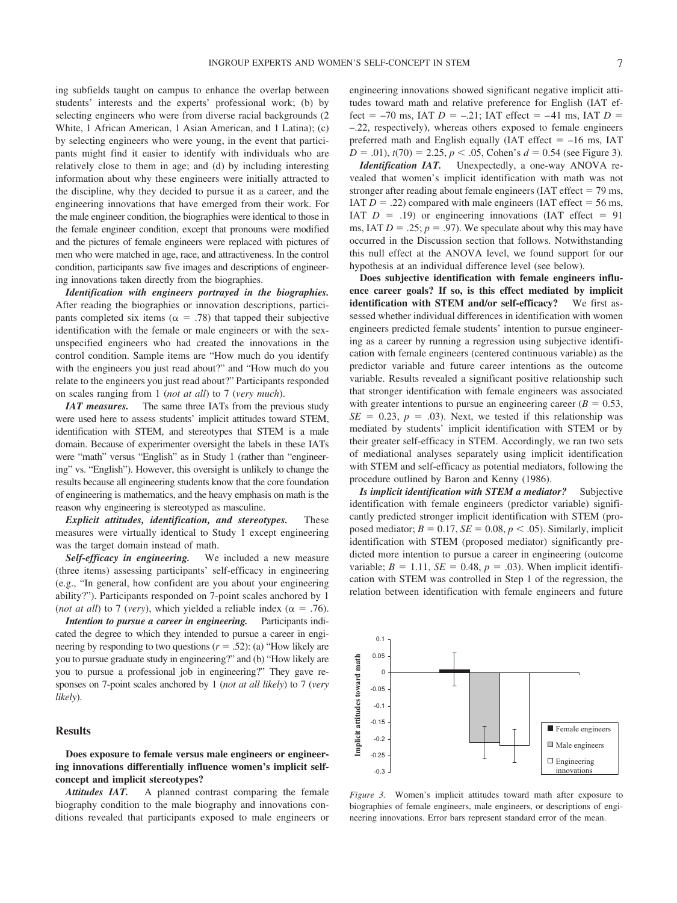ing subfields taught on campus to enhance the overlap between students' interests and the experts' professional work; (b) by selecting engineers who were from diverse racial backgrounds (2 White, 1 African American, 1 Asian American, and 1 Latina); (c) by selecting engineers who were young, in the event that participants might find it easier to identify with individuals who are relatively close to them in age; and (d) by including interesting information about why these engineers were initially attracted to the discipline, why they decided to pursue it as a career, and the engineering innovations that have emerged from their work. For the male engineer condition, the biographies were identical to those in the female engineer condition, except that pronouns were modified and the pictures of female engineers were replaced with pictures of men who were matched in age, race, and attractiveness. In the control condition, participants saw five images and descriptions of engineering innovations taken directly from the biographies.

***Identification with engineers portrayed in the biographies.*** After reading the biographies or innovation descriptions, participants completed six items ($\alpha = .78$) that tapped their subjective identification with the female or male engineers or with the sex-unspecified engineers who had created the innovations in the control condition. Sample items are "How much do you identify with the engineers you just read about?" and "How much do you relate to the engineers you just read about?" Participants responded on scales ranging from 1 (*not at all*) to 7 (*very much*).

***IAT measures.*** The same three IATs from the previous study were used here to assess students' implicit attitudes toward STEM, identification with STEM, and stereotypes that STEM is a male domain. Because of experimenter oversight the labels in these IATs were "math" versus "English" as in Study 1 (rather than "engineering" vs. "English"). However, this oversight is unlikely to change the results because all engineering students know that the core foundation of engineering is mathematics, and the heavy emphasis on math is the reason why engineering is stereotyped as masculine.

***Explicit attitudes, identification, and stereotypes.*** These measures were virtually identical to Study 1 except engineering was the target domain instead of math.

***Self-efficacy in engineering.*** We included a new measure (three items) assessing participants' self-efficacy in engineering (e.g., "In general, how confident are you about your engineering ability?"). Participants responded on 7-point scales anchored by 1 (*not at all*) to 7 (*very*), which yielded a reliable index ($\alpha = .76$).

***Intention to pursue a career in engineering.*** Participants indicated the degree to which they intended to pursue a career in engineering by responding to two questions ($r = .52$): (a) "How likely are you to pursue graduate study in engineering?" and (b) "How likely are you to pursue a professional job in engineering?" They gave responses on 7-point scales anchored by 1 (*not at all likely*) to 7 (*very likely*).

## Results

### Does exposure to female versus male engineers or engineering innovations differentially influence women's implicit self-concept and implicit stereotypes?

***Attitudes IAT.*** A planned contrast comparing the female biography condition to the male biography and innovations conditions revealed that participants exposed to male engineers or engineering innovations showed significant negative implicit attitudes toward math and relative preference for English (IAT effect = –70 ms, IAT $D = -.21$; IAT effect = –41 ms, IAT $D = -.22$, respectively), whereas others exposed to female engineers preferred math and English equally (IAT effect = –16 ms, IAT $D = .01$), $t(70) = 2.25$, $p < .05$, Cohen's $d = 0.54$ (see Figure 3).

***Identification IAT.*** Unexpectedly, a one-way ANOVA revealed that women's implicit identification with math was not stronger after reading about female engineers (IAT effect = 79 ms, IAT $D = .22$) compared with male engineers (IAT effect = 56 ms, IAT $D = .19$) or engineering innovations (IAT effect = 91 ms, IAT $D = .25$; $p = .97$). We speculate about why this may have occurred in the Discussion section that follows. Notwithstanding this null effect at the ANOVA level, we found support for our hypothesis at an individual difference level (see below).

**Does subjective identification with female engineers influence career goals? If so, is this effect mediated by implicit identification with STEM and/or self-efficacy?** We first assessed whether individual differences in identification with women engineers predicted female students' intention to pursue engineering as a career by running a regression using subjective identification with female engineers (centered continuous variable) as the predictor variable and future career intentions as the outcome variable. Results revealed a significant positive relationship such that stronger identification with female engineers was associated with greater intentions to pursue an engineering career ($B = 0.53$, $SE = 0.23$, $p = .03$). Next, we tested if this relationship was mediated by students' implicit identification with STEM or by their greater self-efficacy in STEM. Accordingly, we ran two sets of mediational analyses separately using implicit identification with STEM and self-efficacy as potential mediators, following the procedure outlined by Baron and Kenny (1986).

***Is implicit identification with STEM a mediator?*** Subjective identification with female engineers (predictor variable) significantly predicted stronger implicit identification with STEM (proposed mediator; $B = 0.17$, $SE = 0.08$, $p < .05$). Similarly, implicit identification with STEM (proposed mediator) significantly predicted more intention to pursue a career in engineering (outcome variable; $B = 1.11$, $SE = 0.48$, $p = .03$). When implicit identification with STEM was controlled in Step 1 of the regression, the relation between identification with female engineers and future

*Figure 3.* Women's implicit attitudes toward math after exposure to biographies of female engineers, male engineers, or descriptions of engineering innovations. Error bars represent standard error of the mean.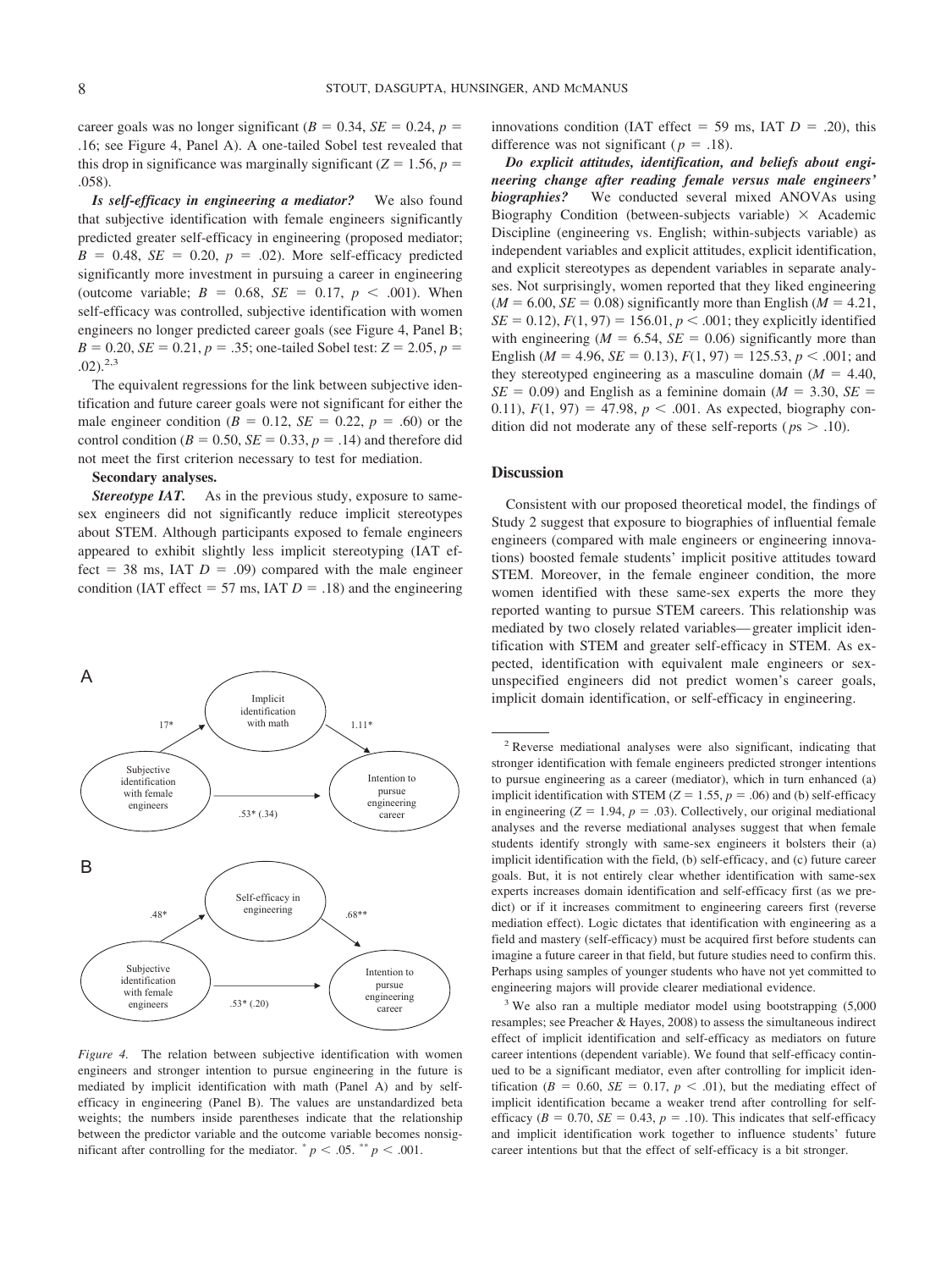career goals was no longer significant ($B = 0.34$, $SE = 0.24$, $p = .16$; see Figure 4, Panel A). A one-tailed Sobel test revealed that this drop in significance was marginally significant ($Z = 1.56$, $p = .058$).

***Is self-efficacy in engineering a mediator?*** We also found that subjective identification with female engineers significantly predicted greater self-efficacy in engineering (proposed mediator; $B = 0.48$, $SE = 0.20$, $p = .02$). More self-efficacy predicted significantly more investment in pursuing a career in engineering (outcome variable; $B = 0.68$, $SE = 0.17$, $p < .001$). When self-efficacy was controlled, subjective identification with women engineers no longer predicted career goals (see Figure 4, Panel B; $B = 0.20$, $SE = 0.21$, $p = .35$; one-tailed Sobel test: $Z = 2.05$, $p = .02$).[2,3]

The equivalent regressions for the link between subjective identification and future career goals were not significant for either the male engineer condition ($B = 0.12$, $SE = 0.22$, $p = .60$) or the control condition ($B = 0.50$, $SE = 0.33$, $p = .14$) and therefore did not meet the first criterion necessary to test for mediation.

**Secondary analyses.**

***Stereotype IAT.*** As in the previous study, exposure to same-sex engineers did not significantly reduce implicit stereotypes about STEM. Although participants exposed to female engineers appeared to exhibit slightly less implicit stereotyping (IAT effect = 38 ms, IAT $D = .09$) compared with the male engineer condition (IAT effect = 57 ms, IAT $D = .18$) and the engineering innovations condition (IAT effect = 59 ms, IAT $D = .20$), this difference was not significant ($p = .18$).

***Do explicit attitudes, identification, and beliefs about engineering change after reading female versus male engineers' biographies?*** We conducted several mixed ANOVAs using Biography Condition (between-subjects variable) × Academic Discipline (engineering vs. English; within-subjects variable) as independent variables and explicit attitudes, explicit identification, and explicit stereotypes as dependent variables in separate analyses. Not surprisingly, women reported that they liked engineering ($M = 6.00$, $SE = 0.08$) significantly more than English ($M = 4.21$, $SE = 0.12$), $F(1, 97) = 156.01$, $p < .001$; they explicitly identified with engineering ($M = 6.54$, $SE = 0.06$) significantly more than English ($M = 4.96$, $SE = 0.13$), $F(1, 97) = 125.53$, $p < .001$; and they stereotyped engineering as a masculine domain ($M = 4.40$, $SE = 0.09$) and English as a feminine domain ($M = 3.30$, $SE = 0.11$), $F(1, 97) = 47.98$, $p < .001$. As expected, biography condition did not moderate any of these self-reports ($ps > .10$).

## Discussion

Consistent with our proposed theoretical model, the findings of Study 2 suggest that exposure to biographies of influential female engineers (compared with male engineers or engineering innovations) boosted female students' implicit positive attitudes toward STEM. Moreover, in the female engineer condition, the more women identified with these same-sex experts the more they reported wanting to pursue STEM careers. This relationship was mediated by two closely related variables—greater implicit identification with STEM and greater self-efficacy in STEM. As expected, identification with equivalent male engineers or sex-unspecified engineers did not predict women's career goals, implicit domain identification, or self-efficacy in engineering.

A

Subjective identification with female engineers → Implicit identification with math: .17*
Implicit identification with math → Intention to pursue engineering career: 1.11*
Subjective identification with female engineers → Intention to pursue engineering career: .53* (.34)

B

Subjective identification with female engineers → Self-efficacy in engineering: .48*
Self-efficacy in engineering → Intention to pursue engineering career: .68**
Subjective identification with female engineers → Intention to pursue engineering career: .53* (.20)

*Figure 4.* The relation between subjective identification with women engineers and stronger intention to pursue engineering in the future is mediated by implicit identification with math (Panel A) and by self-efficacy in engineering (Panel B). The values are unstandardized beta weights; the numbers inside parentheses indicate that the relationship between the predictor variable and the outcome variable becomes nonsignificant after controlling for the mediator. * $p < .05$. ** $p < .001$.

---

[2] Reverse mediational analyses were also significant, indicating that stronger identification with female engineers predicted stronger intentions to pursue engineering as a career (mediator), which in turn enhanced (a) implicit identification with STEM ($Z = 1.55$, $p = .06$) and (b) self-efficacy in engineering ($Z = 1.94$, $p = .03$). Collectively, our original mediational analyses and the reverse mediational analyses suggest that when female students identify strongly with same-sex engineers it bolsters their (a) implicit identification with the field, (b) self-efficacy, and (c) future career goals. But, it is not entirely clear whether identification with same-sex experts increases domain identification and self-efficacy first (as we predict) or if it increases commitment to engineering careers first (reverse mediation effect). Logic dictates that identification with engineering as a field and mastery (self-efficacy) must be acquired first before students can imagine a future career in that field, but future studies need to confirm this. Perhaps using samples of younger students who have not yet committed to engineering majors will provide clearer mediational evidence.

[3] We also ran a multiple mediator model using bootstrapping (5,000 resamples; see Preacher & Hayes, 2008) to assess the simultaneous indirect effect of implicit identification and self-efficacy as mediators on future career intentions (dependent variable). We found that self-efficacy continued to be a significant mediator, even after controlling for implicit identification ($B = 0.60$, $SE = 0.17$, $p < .01$), but the mediating effect of implicit identification became a weaker trend after controlling for self-efficacy ($B = 0.70$, $SE = 0.43$, $p = .10$). This indicates that self-efficacy and implicit identification work together to influence students' future career intentions but that the effect of self-efficacy is a bit stronger.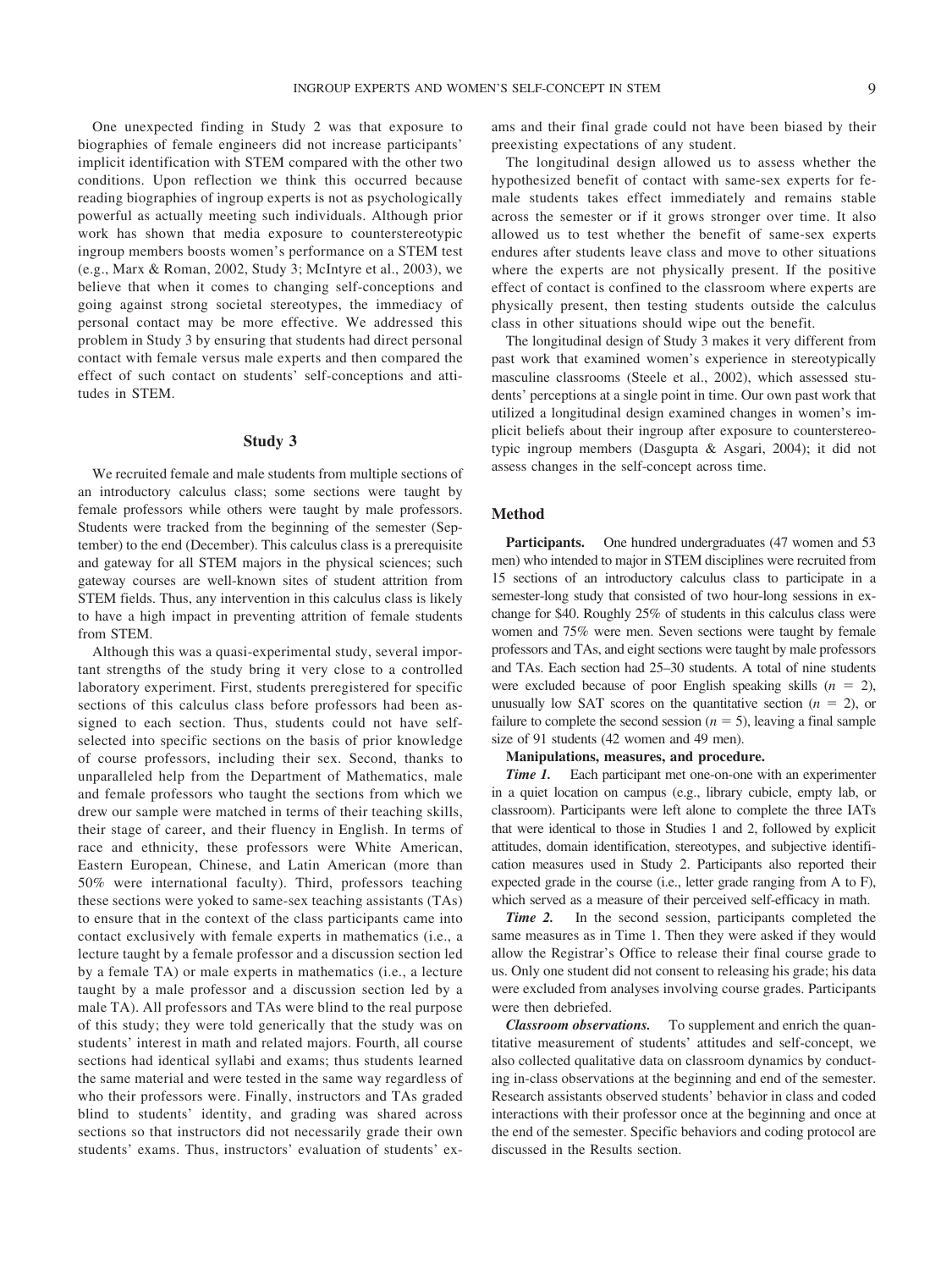One unexpected finding in Study 2 was that exposure to biographies of female engineers did not increase participants' implicit identification with STEM compared with the other two conditions. Upon reflection we think this occurred because reading biographies of ingroup experts is not as psychologically powerful as actually meeting such individuals. Although prior work has shown that media exposure to counterstereotypic ingroup members boosts women's performance on a STEM test (e.g., Marx & Roman, 2002, Study 3; McIntyre et al., 2003), we believe that when it comes to changing self-conceptions and going against strong societal stereotypes, the immediacy of personal contact may be more effective. We addressed this problem in Study 3 by ensuring that students had direct personal contact with female versus male experts and then compared the effect of such contact on students' self-conceptions and attitudes in STEM.

## Study 3

We recruited female and male students from multiple sections of an introductory calculus class; some sections were taught by female professors while others were taught by male professors. Students were tracked from the beginning of the semester (September) to the end (December). This calculus class is a prerequisite and gateway for all STEM majors in the physical sciences; such gateway courses are well-known sites of student attrition from STEM fields. Thus, any intervention in this calculus class is likely to have a high impact in preventing attrition of female students from STEM.

Although this was a quasi-experimental study, several important strengths of the study bring it very close to a controlled laboratory experiment. First, students preregistered for specific sections of this calculus class before professors had been assigned to each section. Thus, students could not have self-selected into specific sections on the basis of prior knowledge of course professors, including their sex. Second, thanks to unparalleled help from the Department of Mathematics, male and female professors who taught the sections from which we drew our sample were matched in terms of their teaching skills, their stage of career, and their fluency in English. In terms of race and ethnicity, these professors were White American, Eastern European, Chinese, and Latin American (more than 50% were international faculty). Third, professors teaching these sections were yoked to same-sex teaching assistants (TAs) to ensure that in the context of the class participants came into contact exclusively with female experts in mathematics (i.e., a lecture taught by a female professor and a discussion section led by a female TA) or male experts in mathematics (i.e., a lecture taught by a male professor and a discussion section led by a male TA). All professors and TAs were blind to the real purpose of this study; they were told generically that the study was on students' interest in math and related majors. Fourth, all course sections had identical syllabi and exams; thus students learned the same material and were tested in the same way regardless of who their professors were. Finally, instructors and TAs graded blind to students' identity, and grading was shared across sections so that instructors did not necessarily grade their own students' exams. Thus, instructors' evaluation of students' exams and their final grade could not have been biased by their preexisting expectations of any student.

The longitudinal design allowed us to assess whether the hypothesized benefit of contact with same-sex experts for female students takes effect immediately and remains stable across the semester or if it grows stronger over time. It also allowed us to test whether the benefit of same-sex experts endures after students leave class and move to other situations where the experts are not physically present. If the positive effect of contact is confined to the classroom where experts are physically present, then testing students outside the calculus class in other situations should wipe out the benefit.

The longitudinal design of Study 3 makes it very different from past work that examined women's experience in stereotypically masculine classrooms (Steele et al., 2002), which assessed students' perceptions at a single point in time. Our own past work that utilized a longitudinal design examined changes in women's implicit beliefs about their ingroup after exposure to counterstereotypic ingroup members (Dasgupta & Asgari, 2004); it did not assess changes in the self-concept across time.

### Method

**Participants.** One hundred undergraduates (47 women and 53 men) who intended to major in STEM disciplines were recruited from 15 sections of an introductory calculus class to participate in a semester-long study that consisted of two hour-long sessions in exchange for $40. Roughly 25% of students in this calculus class were women and 75% were men. Seven sections were taught by female professors and TAs, and eight sections were taught by male professors and TAs. Each section had 25–30 students. A total of nine students were excluded because of poor English speaking skills ($n = 2$), unusually low SAT scores on the quantitative section ($n = 2$), or failure to complete the second session ($n = 5$), leaving a final sample size of 91 students (42 women and 49 men).

**Manipulations, measures, and procedure.**

***Time 1.*** Each participant met one-on-one with an experimenter in a quiet location on campus (e.g., library cubicle, empty lab, or classroom). Participants were left alone to complete the three IATs that were identical to those in Studies 1 and 2, followed by explicit attitudes, domain identification, stereotypes, and subjective identification measures used in Study 2. Participants also reported their expected grade in the course (i.e., letter grade ranging from A to F), which served as a measure of their perceived self-efficacy in math.

***Time 2.*** In the second session, participants completed the same measures as in Time 1. Then they were asked if they would allow the Registrar's Office to release their final course grade to us. Only one student did not consent to releasing his grade; his data were excluded from analyses involving course grades. Participants were then debriefed.

***Classroom observations.*** To supplement and enrich the quantitative measurement of students' attitudes and self-concept, we also collected qualitative data on classroom dynamics by conducting in-class observations at the beginning and end of the semester. Research assistants observed students' behavior in class and coded interactions with their professor once at the beginning and once at the end of the semester. Specific behaviors and coding protocol are discussed in the Results section.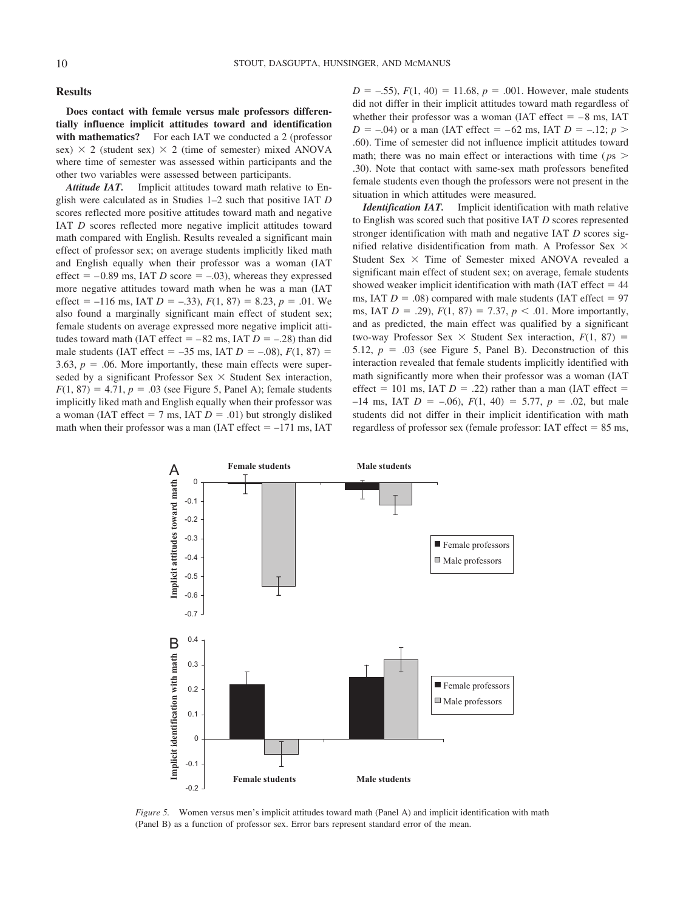## Results

**Does contact with female versus male professors differentially influence implicit attitudes toward and identification with mathematics?** For each IAT we conducted a 2 (professor sex) × 2 (student sex) × 2 (time of semester) mixed ANOVA where time of semester was assessed within participants and the other two variables were assessed between participants.

***Attitude IAT.*** Implicit attitudes toward math relative to English were calculated as in Studies 1–2 such that positive IAT $D$ scores reflected more positive attitudes toward math and negative IAT $D$ scores reflected more negative implicit attitudes toward math compared with English. Results revealed a significant main effect of professor sex; on average students implicitly liked math and English equally when their professor was a woman (IAT effect = −0.89 ms, IAT $D$ score = −.03), whereas they expressed more negative attitudes toward math when he was a man (IAT effect = −116 ms, IAT $D$ = −.33), $F(1, 87) = 8.23$, $p = .01$. We also found a marginally significant main effect of student sex; female students on average expressed more negative implicit attitudes toward math (IAT effect = −82 ms, IAT $D$ = −.28) than did male students (IAT effect = −35 ms, IAT $D$ = −.08), $F(1, 87) = 3.63$, $p = .06$. More importantly, these main effects were superseded by a significant Professor Sex × Student Sex interaction, $F(1, 87) = 4.71$, $p = .03$ (see Figure 5, Panel A); female students implicitly liked math and English equally when their professor was a woman (IAT effect = 7 ms, IAT $D$ = .01) but strongly disliked math when their professor was a man (IAT effect = −171 ms, IAT $D$ = −.55), $F(1, 40) = 11.68$, $p = .001$. However, male students did not differ in their implicit attitudes toward math regardless of whether their professor was a woman (IAT effect = −8 ms, IAT $D$ = −.04) or a man (IAT effect = −62 ms, IAT $D$ = −.12; $p > .60$). Time of semester did not influence implicit attitudes toward math; there was no main effect or interactions with time ($p$s $> .30$). Note that contact with same-sex math professors benefited female students even though the professors were not present in the situation in which attitudes were measured.

***Identification IAT.*** Implicit identification with math relative to English was scored such that positive IAT $D$ scores represented stronger identification with math and negative IAT $D$ scores signified relative disidentification from math. A Professor Sex × Student Sex × Time of Semester mixed ANOVA revealed a significant main effect of student sex; on average, female students showed weaker implicit identification with math (IAT effect = 44 ms, IAT $D$ = .08) compared with male students (IAT effect = 97 ms, IAT $D$ = .29), $F(1, 87) = 7.37$, $p < .01$. More importantly, and as predicted, the main effect was qualified by a significant two-way Professor Sex × Student Sex interaction, $F(1, 87) = 5.12$, $p = .03$ (see Figure 5, Panel B). Deconstruction of this interaction revealed that female students implicitly identified with math significantly more when their professor was a woman (IAT effect = 101 ms, IAT $D$ = .22) rather than a man (IAT effect = −14 ms, IAT $D$ = −.06), $F(1, 40) = 5.77$, $p = .02$, but male students did not differ in their implicit identification with math regardless of professor sex (female professor: IAT effect = 85 ms,

*Figure 5.* Women versus men's implicit attitudes toward math (Panel A) and implicit identification with math (Panel B) as a function of professor sex. Error bars represent standard error of the mean.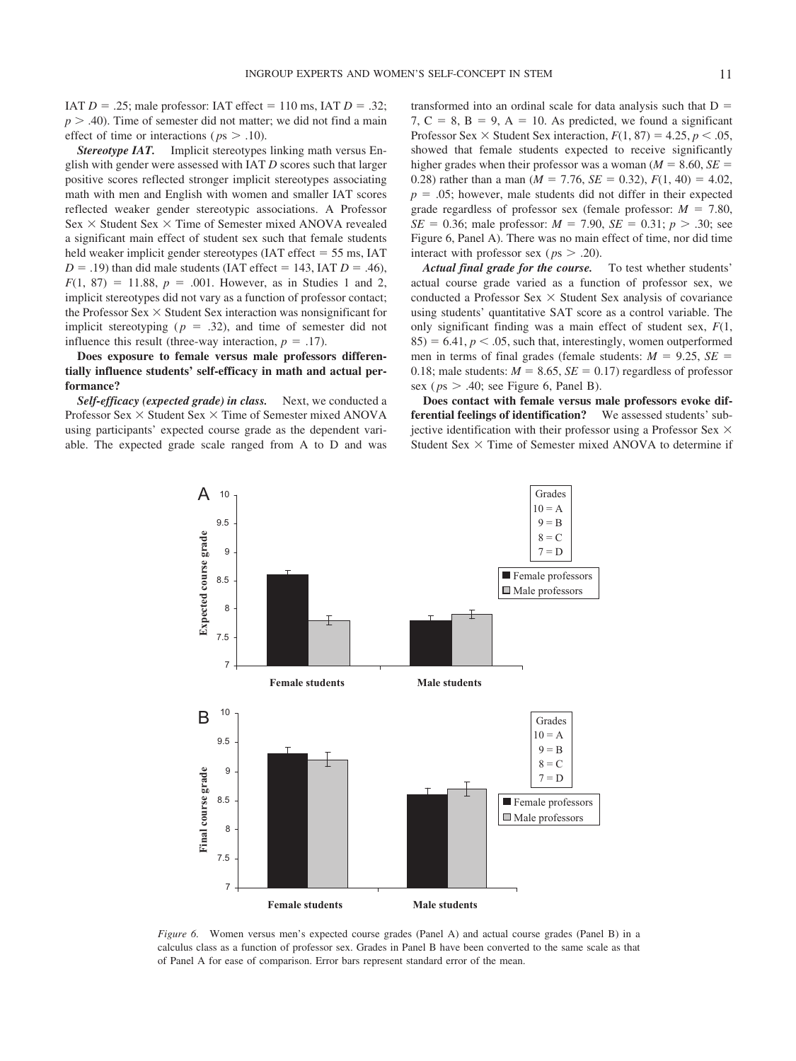IAT $D = .25$; male professor: IAT effect = 110 ms, IAT $D = .32$; $p > .40$). Time of semester did not matter; we did not find a main effect of time or interactions ($ps > .10$).

***Stereotype IAT.*** Implicit stereotypes linking math versus English with gender were assessed with IAT $D$ scores such that larger positive scores reflected stronger implicit stereotypes associating math with men and English with women and smaller IAT scores reflected weaker gender stereotypic associations. A Professor Sex × Student Sex × Time of Semester mixed ANOVA revealed a significant main effect of student sex such that female students held weaker implicit gender stereotypes (IAT effect = 55 ms, IAT $D = .19$) than did male students (IAT effect = 143, IAT $D = .46$), $F(1, 87) = 11.88$, $p = .001$. However, as in Studies 1 and 2, implicit stereotypes did not vary as a function of professor contact; the Professor Sex × Student Sex interaction was nonsignificant for implicit stereotyping ($p = .32$), and time of semester did not influence this result (three-way interaction, $p = .17$).

**Does exposure to female versus male professors differentially influence students' self-efficacy in math and actual performance?**

***Self-efficacy (expected grade) in class.*** Next, we conducted a Professor Sex × Student Sex × Time of Semester mixed ANOVA using participants' expected course grade as the dependent variable. The expected grade scale ranged from A to D and was transformed into an ordinal scale for data analysis such that D = 7, C = 8, B = 9, A = 10. As predicted, we found a significant Professor Sex × Student Sex interaction, $F(1, 87) = 4.25$, $p < .05$, showed that female students expected to receive significantly higher grades when their professor was a woman ($M = 8.60$, $SE = 0.28$) rather than a man ($M = 7.76$, $SE = 0.32$), $F(1, 40) = 4.02$, $p = .05$; however, male students did not differ in their expected grade regardless of professor sex (female professor: $M = 7.80$, $SE = 0.36$; male professor: $M = 7.90$, $SE = 0.31$; $p > .30$; see Figure 6, Panel A). There was no main effect of time, nor did time interact with professor sex ($ps > .20$).

***Actual final grade for the course.*** To test whether students' actual course grade varied as a function of professor sex, we conducted a Professor Sex × Student Sex analysis of covariance using students' quantitative SAT score as a control variable. The only significant finding was a main effect of student sex, $F(1, 85) = 6.41$, $p < .05$, such that, interestingly, women outperformed men in terms of final grades (female students: $M = 9.25$, $SE = 0.18$; male students: $M = 8.65$, $SE = 0.17$) regardless of professor sex ($ps > .40$; see Figure 6, Panel B).

**Does contact with female versus male professors evoke differential feelings of identification?** We assessed students' subjective identification with their professor using a Professor Sex × Student Sex × Time of Semester mixed ANOVA to determine if

*Figure 6.* Women versus men's expected course grades (Panel A) and actual course grades (Panel B) in a calculus class as a function of professor sex. Grades in Panel B have been converted to the same scale as that of Panel A for ease of comparison. Error bars represent standard error of the mean.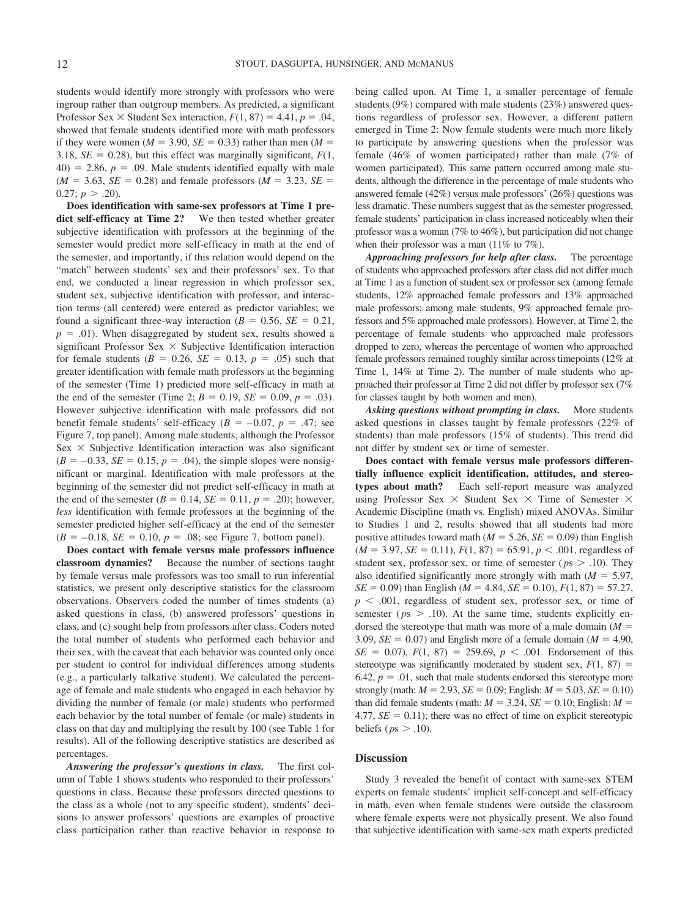students would identify more strongly with professors who were ingroup rather than outgroup members. As predicted, a significant Professor Sex × Student Sex interaction, $F(1, 87) = 4.41$, $p = .04$, showed that female students identified more with math professors if they were women ($M = 3.90$, $SE = 0.33$) rather than men ($M = 3.18$, $SE = 0.28$), but this effect was marginally significant, $F(1, 40) = 2.86$, $p = .09$. Male students identified equally with male ($M = 3.63$, $SE = 0.28$) and female professors ($M = 3.23$, $SE = 0.27$; $p > .20$).

**Does identification with same-sex professors at Time 1 predict self-efficacy at Time 2?** We then tested whether greater subjective identification with professors at the beginning of the semester would predict more self-efficacy in math at the end of the semester, and importantly, if this relation would depend on the "match" between students' sex and their professors' sex. To that end, we conducted a linear regression in which professor sex, student sex, subjective identification with professor, and interaction terms (all centered) were entered as predictor variables; we found a significant three-way interaction ($B = 0.56$, $SE = 0.21$, $p = .01$). When disaggregated by student sex, results showed a significant Professor Sex × Subjective Identification interaction for female students ($B = 0.26$, $SE = 0.13$, $p = .05$) such that greater identification with female math professors at the beginning of the semester (Time 1) predicted more self-efficacy in math at the end of the semester (Time 2; $B = 0.19$, $SE = 0.09$, $p = .03$). However subjective identification with male professors did not benefit female students' self-efficacy ($B = -0.07$, $p = .47$; see Figure 7, top panel). Among male students, although the Professor Sex × Subjective Identification interaction was also significant ($B = -0.33$, $SE = 0.15$, $p = .04$), the simple slopes were nonsignificant or marginal. Identification with male professors at the beginning of the semester did not predict self-efficacy in math at the end of the semester ($B = 0.14$, $SE = 0.11$, $p = .20$); however, *less* identification with female professors at the beginning of the semester predicted higher self-efficacy at the end of the semester ($B = -0.18$, $SE = 0.10$, $p = .08$; see Figure 7, bottom panel).

**Does contact with female versus male professors influence classroom dynamics?** Because the number of sections taught by female versus male professors was too small to run inferential statistics, we present only descriptive statistics for the classroom observations. Observers coded the number of times students (a) asked questions in class, (b) answered professors' questions in class, and (c) sought help from professors after class. Coders noted the total number of students who performed each behavior and their sex, with the caveat that each behavior was counted only once per student to control for individual differences among students (e.g., a particularly talkative student). We calculated the percentage of female and male students who engaged in each behavior by dividing the number of female (or male) students who performed each behavior by the total number of female (or male) students in class on that day and multiplying the result by 100 (see Table 1 for results). All of the following descriptive statistics are described as percentages.

***Answering the professor's questions in class.*** The first column of Table 1 shows students who responded to their professors' questions in class. Because these professors directed questions to the class as a whole (not to any specific student), students' decisions to answer professors' questions are examples of proactive class participation rather than reactive behavior in response to being called upon. At Time 1, a smaller percentage of female students (9%) compared with male students (23%) answered questions regardless of professor sex. However, a different pattern emerged in Time 2: Now female students were much more likely to participate by answering questions when the professor was female (46% of women participated) rather than male (7% of women participated). This same pattern occurred among male students, although the difference in the percentage of male students who answered female (42%) versus male professors' (26%) questions was less dramatic. These numbers suggest that as the semester progressed, female students' participation in class increased noticeably when their professor was a woman (7% to 46%), but participation did not change when their professor was a man (11% to 7%).

***Approaching professors for help after class.*** The percentage of students who approached professors after class did not differ much at Time 1 as a function of student sex or professor sex (among female students, 12% approached female professors and 13% approached male professors; among male students, 9% approached female professors and 5% approached male professors). However, at Time 2, the percentage of female students who approached male professors dropped to zero, whereas the percentage of women who approached female professors remained roughly similar across timepoints (12% at Time 1, 14% at Time 2). The number of male students who approached their professor at Time 2 did not differ by professor sex (7% for classes taught by both women and men).

***Asking questions without prompting in class.*** More students asked questions in classes taught by female professors (22% of students) than male professors (15% of students). This trend did not differ by student sex or time of semester.

**Does contact with female versus male professors differentially influence explicit identification, attitudes, and stereotypes about math?** Each self-report measure was analyzed using Professor Sex × Student Sex × Time of Semester × Academic Discipline (math vs. English) mixed ANOVAs. Similar to Studies 1 and 2, results showed that all students had more positive attitudes toward math ($M = 5.26$, $SE = 0.09$) than English ($M = 3.97$, $SE = 0.11$), $F(1, 87) = 65.91$, $p < .001$, regardless of student sex, professor sex, or time of semester ($ps > .10$). They also identified significantly more strongly with math ($M = 5.97$, $SE = 0.09$) than English ($M = 4.84$, $SE = 0.10$), $F(1, 87) = 57.27$, $p < .001$, regardless of student sex, professor sex, or time of semester ($ps > .10$). At the same time, students explicitly endorsed the stereotype that math was more of a male domain ($M = 3.09$, $SE = 0.07$) and English more of a female domain ($M = 4.90$, $SE = 0.07$), $F(1, 87) = 259.69$, $p < .001$. Endorsement of this stereotype was significantly moderated by student sex, $F(1, 87) = 6.42$, $p = .01$, such that male students endorsed this stereotype more strongly (math: $M = 2.93$, $SE = 0.09$; English: $M = 5.03$, $SE = 0.10$) than did female students (math: $M = 3.24$, $SE = 0.10$; English: $M = 4.77$, $SE = 0.11$); there was no effect of time on explicit stereotypic beliefs ($ps > .10$).

## Discussion

Study 3 revealed the benefit of contact with same-sex STEM experts on female students' implicit self-concept and self-efficacy in math, even when female students were outside the classroom where female experts were not physically present. We also found that subjective identification with same-sex math experts predicted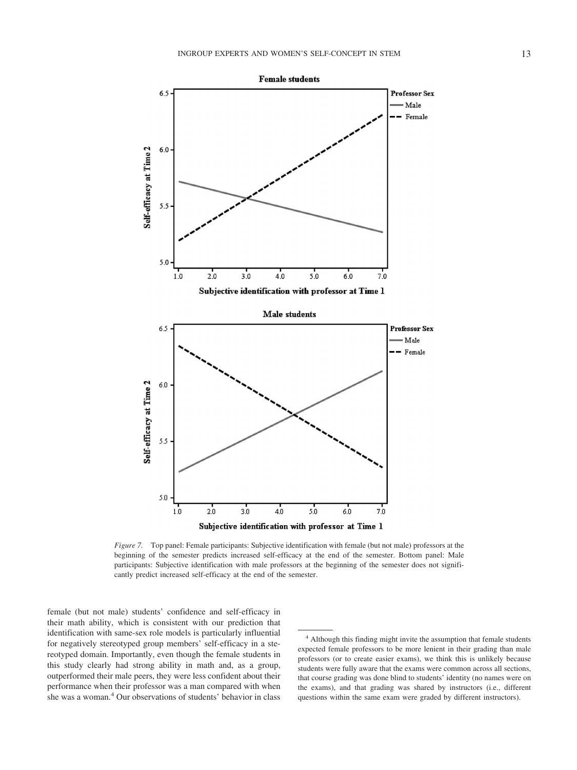*Figure 7.* Top panel: Female participants: Subjective identification with female (but not male) professors at the beginning of the semester predicts increased self-efficacy at the end of the semester. Bottom panel: Male participants: Subjective identification with male professors at the beginning of the semester does not significantly predict increased self-efficacy at the end of the semester.

female (but not male) students' confidence and self-efficacy in their math ability, which is consistent with our prediction that identification with same-sex role models is particularly influential for negatively stereotyped group members' self-efficacy in a stereotyped domain. Importantly, even though the female students in this study clearly had strong ability in math and, as a group, outperformed their male peers, they were less confident about their performance when their professor was a man compared with when she was a woman.[4] Our observations of students' behavior in class

[4] Although this finding might invite the assumption that female students expected female professors to be more lenient in their grading than male professors (or to create easier exams), we think this is unlikely because students were fully aware that the exams were common across all sections, that course grading was done blind to students' identity (no names were on the exams), and that grading was shared by instructors (i.e., different questions within the same exam were graded by different instructors).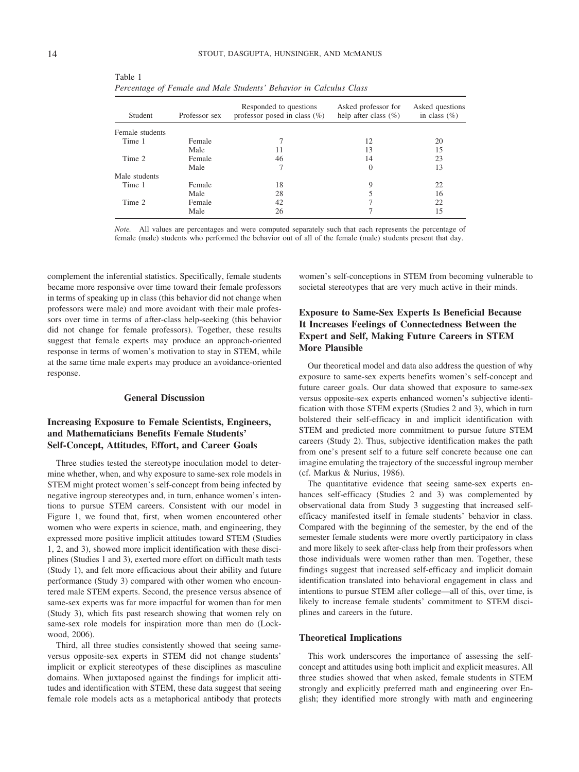Table 1
*Percentage of Female and Male Students' Behavior in Calculus Class*

| Student | Professor sex | Responded to questions professor posed in class (%) | Asked professor for help after class (%) | Asked questions in class (%) |
|---|---|---|---|---|
| Female students | | | | |
| Time 1 | Female | 7 | 12 | 20 |
| | Male | 11 | 13 | 15 |
| Time 2 | Female | 46 | 14 | 23 |
| | Male | 7 | 0 | 13 |
| Male students | | | | |
| Time 1 | Female | 18 | 9 | 22 |
| | Male | 28 | 5 | 16 |
| Time 2 | Female | 42 | 7 | 22 |
| | Male | 26 | 7 | 15 |

*Note.* All values are percentages and were computed separately such that each represents the percentage of female (male) students who performed the behavior out of all of the female (male) students present that day.

complement the inferential statistics. Specifically, female students became more responsive over time toward their female professors in terms of speaking up in class (this behavior did not change when professors were male) and more avoidant with their male professors over time in terms of after-class help-seeking (this behavior did not change for female professors). Together, these results suggest that female experts may produce an approach-oriented response in terms of women's motivation to stay in STEM, while at the same time male experts may produce an avoidance-oriented response.

## General Discussion

### Increasing Exposure to Female Scientists, Engineers, and Mathematicians Benefits Female Students' Self-Concept, Attitudes, Effort, and Career Goals

Three studies tested the stereotype inoculation model to determine whether, when, and why exposure to same-sex role models in STEM might protect women's self-concept from being infected by negative ingroup stereotypes and, in turn, enhance women's intentions to pursue STEM careers. Consistent with our model in Figure 1, we found that, first, when women encountered other women who were experts in science, math, and engineering, they expressed more positive implicit attitudes toward STEM (Studies 1, 2, and 3), showed more implicit identification with these disciplines (Studies 1 and 3), exerted more effort on difficult math tests (Study 1), and felt more efficacious about their ability and future performance (Study 3) compared with other women who encountered male STEM experts. Second, the presence versus absence of same-sex experts was far more impactful for women than for men (Study 3), which fits past research showing that women rely on same-sex role models for inspiration more than men do (Lockwood, 2006).

Third, all three studies consistently showed that seeing same- versus opposite-sex experts in STEM did not change students' implicit or explicit stereotypes of these disciplines as masculine domains. When juxtaposed against the findings for implicit attitudes and identification with STEM, these data suggest that seeing female role models acts as a metaphorical antibody that protects women's self-conceptions in STEM from becoming vulnerable to societal stereotypes that are very much active in their minds.

### Exposure to Same-Sex Experts Is Beneficial Because It Increases Feelings of Connectedness Between the Expert and Self, Making Future Careers in STEM More Plausible

Our theoretical model and data also address the question of why exposure to same-sex experts benefits women's self-concept and future career goals. Our data showed that exposure to same-sex versus opposite-sex experts enhanced women's subjective identification with those STEM experts (Studies 2 and 3), which in turn bolstered their self-efficacy in and implicit identification with STEM and predicted more commitment to pursue future STEM careers (Study 2). Thus, subjective identification makes the path from one's present self to a future self concrete because one can imagine emulating the trajectory of the successful ingroup member (cf. Markus & Nurius, 1986).

The quantitative evidence that seeing same-sex experts enhances self-efficacy (Studies 2 and 3) was complemented by observational data from Study 3 suggesting that increased self-efficacy manifested itself in female students' behavior in class. Compared with the beginning of the semester, by the end of the semester female students were more overtly participatory in class and more likely to seek after-class help from their professors when those individuals were women rather than men. Together, these findings suggest that increased self-efficacy and implicit domain identification translated into behavioral engagement in class and intentions to pursue STEM after college—all of this, over time, is likely to increase female students' commitment to STEM disciplines and careers in the future.

### Theoretical Implications

This work underscores the importance of assessing the self-concept and attitudes using both implicit and explicit measures. All three studies showed that when asked, female students in STEM strongly and explicitly preferred math and engineering over English; they identified more strongly with math and engineering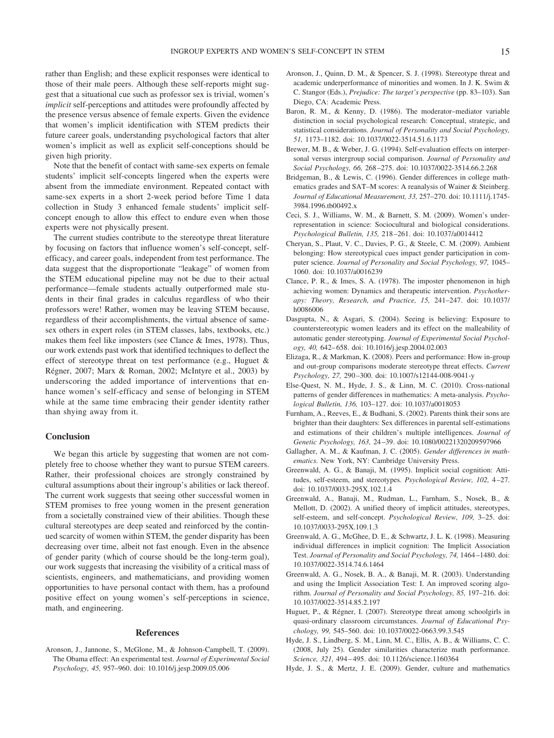rather than English; and these explicit responses were identical to those of their male peers. Although these self-reports might suggest that a situational cue such as professor sex is trivial, women's *implicit* self-perceptions and attitudes were profoundly affected by the presence versus absence of female experts. Given the evidence that women's implicit identification with STEM predicts their future career goals, understanding psychological factors that alter women's implicit as well as explicit self-conceptions should be given high priority.

Note that the benefit of contact with same-sex experts on female students' implicit self-concepts lingered when the experts were absent from the immediate environment. Repeated contact with same-sex experts in a short 2-week period before Time 1 data collection in Study 3 enhanced female students' implicit self-concept enough to allow this effect to endure even when those experts were not physically present.

The current studies contribute to the stereotype threat literature by focusing on factors that influence women's self-concept, self-efficacy, and career goals, independent from test performance. The data suggest that the disproportionate "leakage" of women from the STEM educational pipeline may not be due to their actual performance—female students actually outperformed male students in their final grades in calculus regardless of who their professors were! Rather, women may be leaving STEM because, regardless of their accomplishments, the virtual absence of same-sex others in expert roles (in STEM classes, labs, textbooks, etc.) makes them feel like imposters (see Clance & Imes, 1978). Thus, our work extends past work that identified techniques to deflect the effect of stereotype threat on test performance (e.g., Huguet & Régner, 2007; Marx & Roman, 2002; McIntyre et al., 2003) by underscoring the added importance of interventions that enhance women's self-efficacy and sense of belonging in STEM while at the same time embracing their gender identity rather than shying away from it.

## Conclusion

We began this article by suggesting that women are not completely free to choose whether they want to pursue STEM careers. Rather, their professional choices are strongly constrained by cultural assumptions about their ingroup's abilities or lack thereof. The current work suggests that seeing other successful women in STEM promises to free young women in the present generation from a societally constrained view of their abilities. Though these cultural stereotypes are deep seated and reinforced by the continued scarcity of women within STEM, the gender disparity has been decreasing over time, albeit not fast enough. Even in the absence of gender parity (which of course should be the long-term goal), our work suggests that increasing the visibility of a critical mass of scientists, engineers, and mathematicians, and providing women opportunities to have personal contact with them, has a profound positive effect on young women's self-perceptions in science, math, and engineering.

## References

Aronson, J., Jannone, S., McGlone, M., & Johnson-Campbell, T. (2009). The Obama effect: An experimental test. *Journal of Experimental Social Psychology, 45,* 957–960. doi: 10.1016/j.jesp.2009.05.006

Aronson, J., Quinn, D. M., & Spencer, S. J. (1998). Stereotype threat and academic underperformance of minorities and women. In J. K. Swim & C. Stangor (Eds.), *Prejudice: The target's perspective* (pp. 83–103). San Diego, CA: Academic Press.

Baron, R. M., & Kenny, D. (1986). The moderator–mediator variable distinction in social psychological research: Conceptual, strategic, and statistical considerations. *Journal of Personality and Social Psychology, 51,* 1173–1182. doi: 10.1037/0022-3514.51.6.1173

Brewer, M. B., & Weber, J. G. (1994). Self-evaluation effects on interpersonal versus intergroup social comparison. *Journal of Personality and Social Psychology, 66,* 268–275. doi: 10.1037/0022-3514.66.2.268

Bridgeman, B., & Lewis, C. (1996). Gender differences in college mathematics grades and SAT–M scores: A reanalysis of Wainer & Steinberg. *Journal of Educational Measurement, 33,* 257–270. doi: 10.1111/j.1745-3984.1996.tb00492.x

Ceci, S. J., Williams, W. M., & Barnett, S. M. (2009). Women's underrepresentation in science: Sociocultural and biological considerations. *Psychological Bulletin, 135,* 218–261. doi: 10.1037/a0014412

Cheryan, S., Plaut, V. C., Davies, P. G., & Steele, C. M. (2009). Ambient belonging: How stereotypical cues impact gender participation in computer science. *Journal of Personality and Social Psychology, 97,* 1045–1060. doi: 10.1037/a0016239

Clance, P. R., & Imes, S. A. (1978). The imposter phenomenon in high achieving women: Dynamics and therapeutic intervention. *Psychotherapy: Theory, Research, and Practice, 15,* 241–247. doi: 10.1037/h0086006

Dasgupta, N., & Asgari, S. (2004). Seeing is believing: Exposure to counterstereotypic women leaders and its effect on the malleability of automatic gender stereotyping. *Journal of Experimental Social Psychology, 40,* 642–658. doi: 10.1016/j.jesp.2004.02.003

Elizaga, R., & Markman, K. (2008). Peers and performance: How in-group and out-group comparisons moderate stereotype threat effects. *Current Psychology, 27,* 290–300. doi: 10.1007/s12144-008-9041-y

Else-Quest, N. M., Hyde, J. S., & Linn, M. C. (2010). Cross-national patterns of gender differences in mathematics: A meta-analysis. *Psychological Bulletin, 136,* 103–127. doi: 10.1037/a0018053

Furnham, A., Reeves, E., & Budhani, S. (2002). Parents think their sons are brighter than their daughters: Sex differences in parental self-estimations and estimations of their children's multiple intelligences. *Journal of Genetic Psychology, 163,* 24–39. doi: 10.1080/00221320209597966

Gallagher, A. M., & Kaufman, J. C. (2005). *Gender differences in mathematics.* New York, NY: Cambridge University Press.

Greenwald, A. G., & Banaji, M. (1995). Implicit social cognition: Attitudes, self-esteem, and stereotypes. *Psychological Review, 102,* 4–27. doi: 10.1037/0033-295X.102.1.4

Greenwald, A., Banaji, M., Rudman, L., Farnham, S., Nosek, B., & Mellott, D. (2002). A unified theory of implicit attitudes, stereotypes, self-esteem, and self-concept. *Psychological Review, 109,* 3–25. doi: 10.1037/0033-295X.109.1.3

Greenwald, A. G., McGhee, D. E., & Schwartz, J. L. K. (1998). Measuring individual differences in implicit cognition: The Implicit Association Test. *Journal of Personality and Social Psychology, 74,* 1464–1480. doi: 10.1037/0022-3514.74.6.1464

Greenwald, A. G., Nosek, B. A., & Banaji, M. R. (2003). Understanding and using the Implicit Association Test: I. An improved scoring algorithm. *Journal of Personality and Social Psychology, 85,* 197–216. doi: 10.1037/0022-3514.85.2.197

Huguet, P., & Régner, I. (2007). Stereotype threat among schoolgirls in quasi-ordinary classroom circumstances. *Journal of Educational Psychology, 99,* 545–560. doi: 10.1037/0022-0663.99.3.545

Hyde, J. S., Lindberg, S. M., Linn, M. C., Ellis, A. B., & Williams, C. C. (2008, July 25). Gender similarities characterize math performance. *Science, 321,* 494–495. doi: 10.1126/science.1160364

Hyde, J. S., & Mertz, J. E. (2009). Gender, culture and mathematics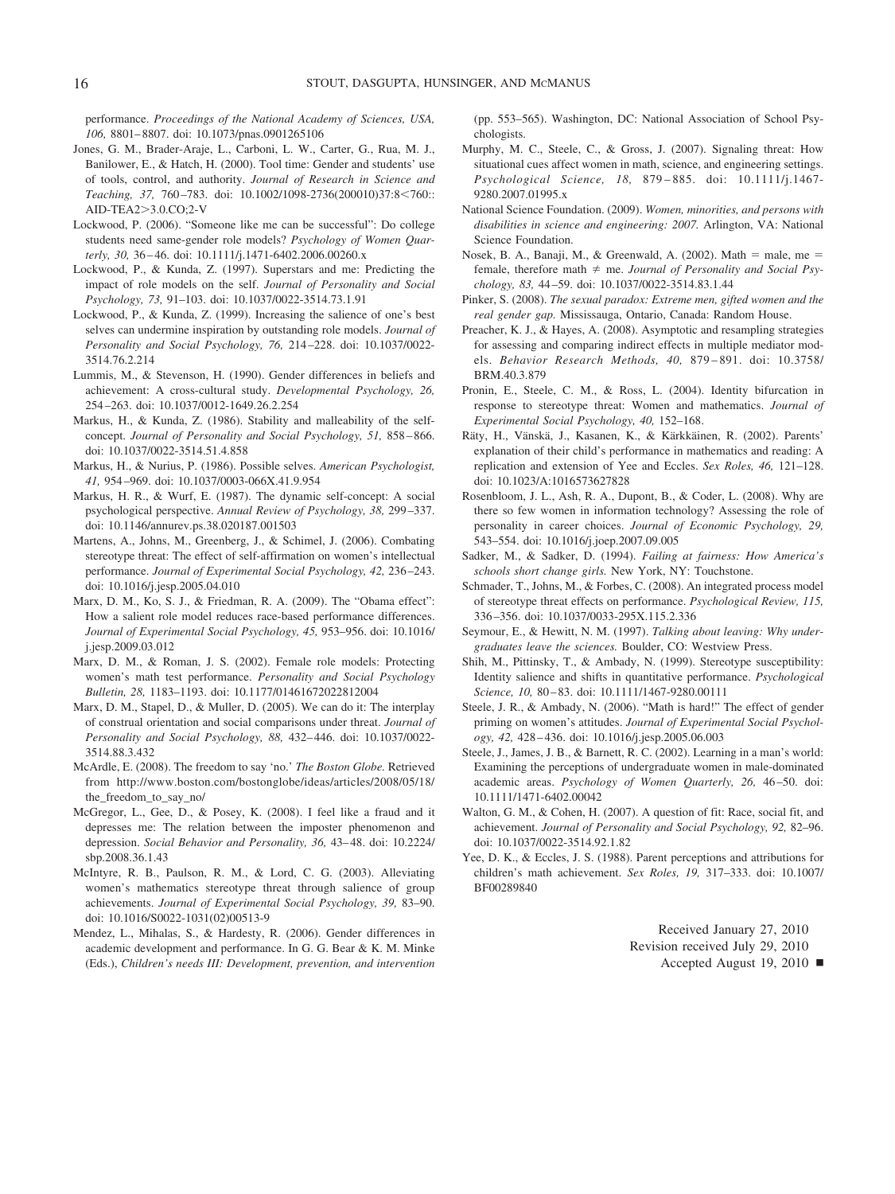performance. *Proceedings of the National Academy of Sciences, USA, 106,* 8801–8807. doi: 10.1073/pnas.0901265106

Jones, G. M., Brader-Araje, L., Carboni, L. W., Carter, G., Rua, M. J., Banilower, E., & Hatch, H. (2000). Tool time: Gender and students' use of tools, control, and authority. *Journal of Research in Science and Teaching, 37,* 760–783. doi: 10.1002/1098-2736(200010)37:8<760::AID-TEA2>3.0.CO;2-V

Lockwood, P. (2006). "Someone like me can be successful": Do college students need same-gender role models? *Psychology of Women Quarterly, 30,* 36–46. doi: 10.1111/j.1471-6402.2006.00260.x

Lockwood, P., & Kunda, Z. (1997). Superstars and me: Predicting the impact of role models on the self. *Journal of Personality and Social Psychology, 73,* 91–103. doi: 10.1037/0022-3514.73.1.91

Lockwood, P., & Kunda, Z. (1999). Increasing the salience of one's best selves can undermine inspiration by outstanding role models. *Journal of Personality and Social Psychology, 76,* 214–228. doi: 10.1037/0022-3514.76.2.214

Lummis, M., & Stevenson, H. (1990). Gender differences in beliefs and achievement: A cross-cultural study. *Developmental Psychology, 26,* 254–263. doi: 10.1037/0012-1649.26.2.254

Markus, H., & Kunda, Z. (1986). Stability and malleability of the self-concept. *Journal of Personality and Social Psychology, 51,* 858–866. doi: 10.1037/0022-3514.51.4.858

Markus, H., & Nurius, P. (1986). Possible selves. *American Psychologist, 41,* 954–969. doi: 10.1037/0003-066X.41.9.954

Markus, H. R., & Wurf, E. (1987). The dynamic self-concept: A social psychological perspective. *Annual Review of Psychology, 38,* 299–337. doi: 10.1146/annurev.ps.38.020187.001503

Martens, A., Johns, M., Greenberg, J., & Schimel, J. (2006). Combating stereotype threat: The effect of self-affirmation on women's intellectual performance. *Journal of Experimental Social Psychology, 42,* 236–243. doi: 10.1016/j.jesp.2005.04.010

Marx, D. M., Ko, S. J., & Friedman, R. A. (2009). The "Obama effect": How a salient role model reduces race-based performance differences. *Journal of Experimental Social Psychology, 45,* 953–956. doi: 10.1016/j.jesp.2009.03.012

Marx, D. M., & Roman, J. S. (2002). Female role models: Protecting women's math test performance. *Personality and Social Psychology Bulletin, 28,* 1183–1193. doi: 10.1177/01461672022812004

Marx, D. M., Stapel, D., & Muller, D. (2005). We can do it: The interplay of construal orientation and social comparisons under threat. *Journal of Personality and Social Psychology, 88,* 432–446. doi: 10.1037/0022-3514.88.3.432

McArdle, E. (2008). The freedom to say 'no.' *The Boston Globe.* Retrieved from http://www.boston.com/bostonglobe/ideas/articles/2008/05/18/the_freedom_to_say_no/

McGregor, L., Gee, D., & Posey, K. (2008). I feel like a fraud and it depresses me: The relation between the imposter phenomenon and depression. *Social Behavior and Personality, 36,* 43–48. doi: 10.2224/sbp.2008.36.1.43

McIntyre, R. B., Paulson, R. M., & Lord, C. G. (2003). Alleviating women's mathematics stereotype threat through salience of group achievements. *Journal of Experimental Social Psychology, 39,* 83–90. doi: 10.1016/S0022-1031(02)00513-9

Mendez, L., Mihalas, S., & Hardesty, R. (2006). Gender differences in academic development and performance. In G. G. Bear & K. M. Minke (Eds.), *Children's needs III: Development, prevention, and intervention* (pp. 553–565). Washington, DC: National Association of School Psychologists.

Murphy, M. C., Steele, C., & Gross, J. (2007). Signaling threat: How situational cues affect women in math, science, and engineering settings. *Psychological Science, 18,* 879–885. doi: 10.1111/j.1467-9280.2007.01995.x

National Science Foundation. (2009). *Women, minorities, and persons with disabilities in science and engineering: 2007.* Arlington, VA: National Science Foundation.

Nosek, B. A., Banaji, M., & Greenwald, A. (2002). Math = male, me = female, therefore math ≠ me. *Journal of Personality and Social Psychology, 83,* 44–59. doi: 10.1037/0022-3514.83.1.44

Pinker, S. (2008). *The sexual paradox: Extreme men, gifted women and the real gender gap.* Mississauga, Ontario, Canada: Random House.

Preacher, K. J., & Hayes, A. (2008). Asymptotic and resampling strategies for assessing and comparing indirect effects in multiple mediator models. *Behavior Research Methods, 40,* 879–891. doi: 10.3758/BRM.40.3.879

Pronin, E., Steele, C. M., & Ross, L. (2004). Identity bifurcation in response to stereotype threat: Women and mathematics. *Journal of Experimental Social Psychology, 40,* 152–168.

Räty, H., Vänskä, J., Kasanen, K., & Kärkkäinen, R. (2002). Parents' explanation of their child's performance in mathematics and reading: A replication and extension of Yee and Eccles. *Sex Roles, 46,* 121–128. doi: 10.1023/A:1016573627828

Rosenbloom, J. L., Ash, R. A., Dupont, B., & Coder, L. (2008). Why are there so few women in information technology? Assessing the role of personality in career choices. *Journal of Economic Psychology, 29,* 543–554. doi: 10.1016/j.joep.2007.09.005

Sadker, M., & Sadker, D. (1994). *Failing at fairness: How America's schools short change girls.* New York, NY: Touchstone.

Schmader, T., Johns, M., & Forbes, C. (2008). An integrated process model of stereotype threat effects on performance. *Psychological Review, 115,* 336–356. doi: 10.1037/0033-295X.115.2.336

Seymour, E., & Hewitt, N. M. (1997). *Talking about leaving: Why undergraduates leave the sciences.* Boulder, CO: Westview Press.

Shih, M., Pittinsky, T., & Ambady, N. (1999). Stereotype susceptibility: Identity salience and shifts in quantitative performance. *Psychological Science, 10,* 80–83. doi: 10.1111/1467-9280.00111

Steele, J. R., & Ambady, N. (2006). "Math is hard!" The effect of gender priming on women's attitudes. *Journal of Experimental Social Psychology, 42,* 428–436. doi: 10.1016/j.jesp.2005.06.003

Steele, J., James, J. B., & Barnett, R. C. (2002). Learning in a man's world: Examining the perceptions of undergraduate women in male-dominated academic areas. *Psychology of Women Quarterly, 26,* 46–50. doi: 10.1111/1471-6402.00042

Walton, G. M., & Cohen, H. (2007). A question of fit: Race, social fit, and achievement. *Journal of Personality and Social Psychology, 92,* 82–96. doi: 10.1037/0022-3514.92.1.82

Yee, D. K., & Eccles, J. S. (1988). Parent perceptions and attributions for children's math achievement. *Sex Roles, 19,* 317–333. doi: 10.1007/BF00289840

Received January 27, 2010
Revision received July 29, 2010
Accepted August 19, 2010 ■